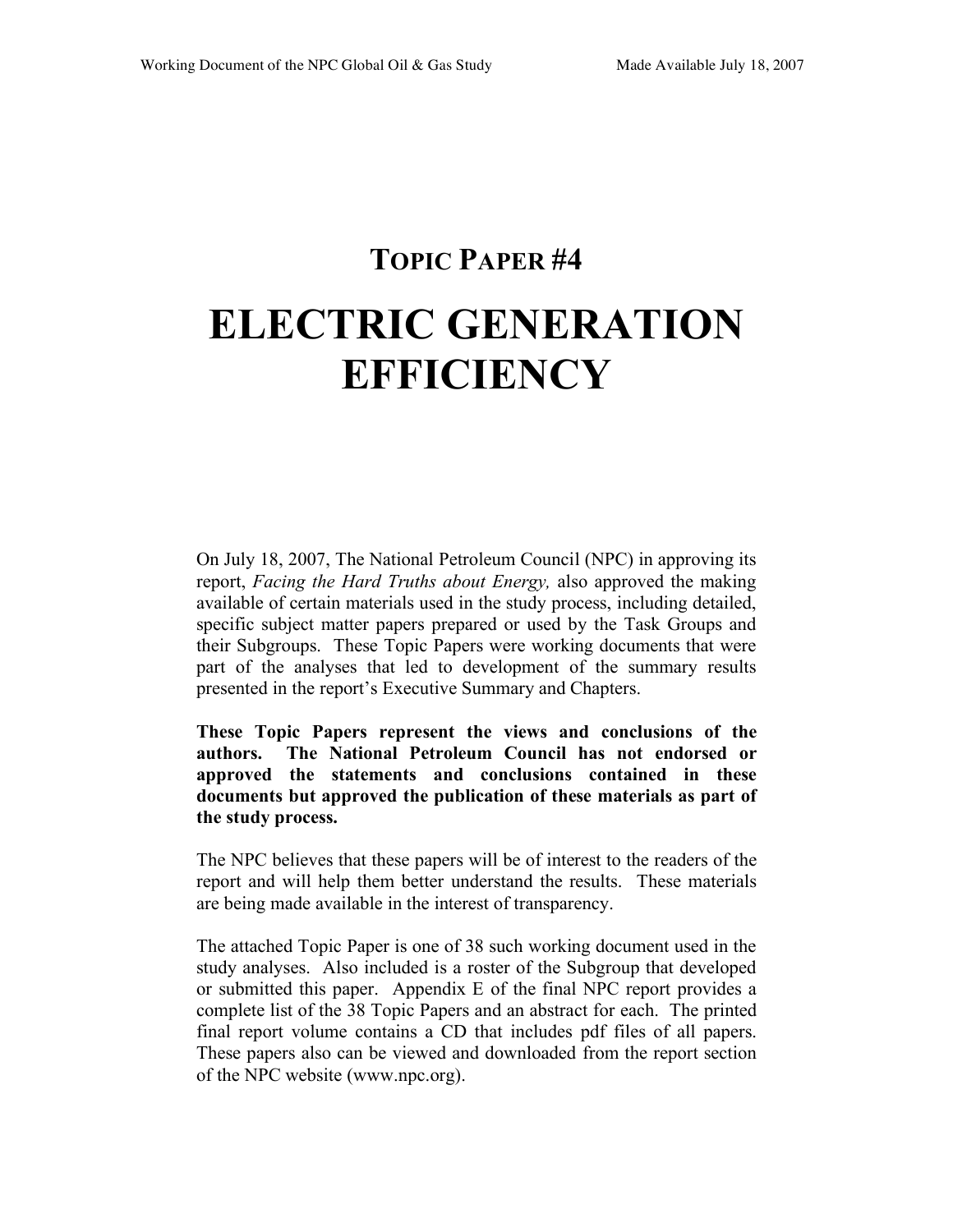# TOPIC PAPER #4

# ELECTRIC GENERATION EFFICIENCY

On July 18, 2007, The National Petroleum Council (NPC) in approving its report, *Facing the Hard Truths about Energy,* also approved the making available of certain materials used in the study process, including detailed, specific subject matter papers prepared or used by the Task Groups and their Subgroups. These Topic Papers were working documents that were part of the analyses that led to development of the summary results presented in the report's Executive Summary and Chapters.

**These Topic Papers represent the views and conclusions of the authors. The National Petroleum Council has not endorsed or approved the statements and conclusions contained in these documents but approved the publication of these materials as part of the study process.**

The NPC believes that these papers will be of interest to the readers of the report and will help them better understand the results. These materials are being made available in the interest of transparency.

The attached Topic Paper is one of 38 such working document used in the study analyses. Also included is a roster of the Subgroup that developed or submitted this paper. Appendix E of the final NPC report provides a complete list of the 38 Topic Papers and an abstract for each. The printed final report volume contains a CD that includes pdf files of all papers. These papers also can be viewed and downloaded from the report section of the NPC website (www.npc.org).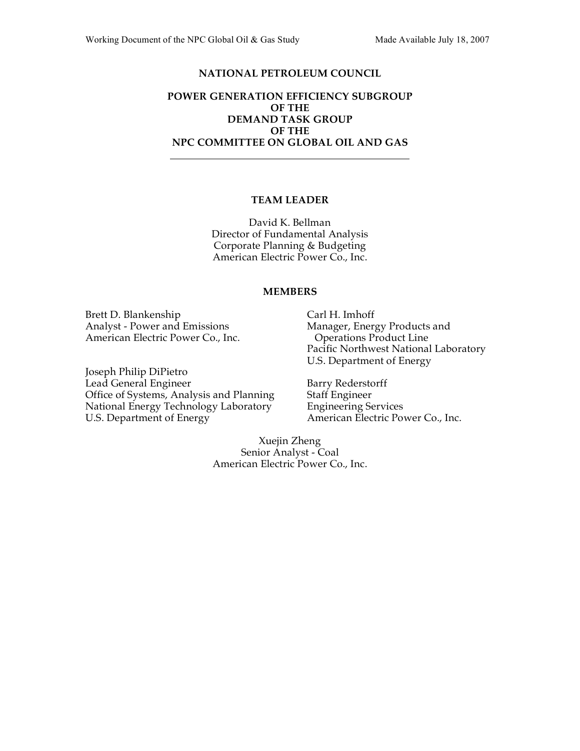# NATIONAL PETROLEUM COUNCIL

## POWER GENERATION EFFICIENCY SUBGROUP OF THE DEMAND TASK GROUP OF THE NPC COMMITTEE ON GLOBAL OIL AND GAS

---

### TEAM LEADER

David K. Bellman
Director of Fundamental Analysis
Corporate Planning & Budgeting
American Electric Power Co., Inc.

### MEMBERS

Brett D. Blankenship
Analyst - Power and Emissions
American Electric Power Co., Inc.

Joseph Philip DiPietro
Lead General Engineer
Office of Systems, Analysis and Planning
National Energy Technology Laboratory
U.S. Department of Energy

Carl H. Imhoff
Manager, Energy Products and Operations Product Line
Pacific Northwest National Laboratory
U.S. Department of Energy

Barry Rederstorff
Staff Engineer
Engineering Services
American Electric Power Co., Inc.

Xuejin Zheng
Senior Analyst - Coal
American Electric Power Co., Inc.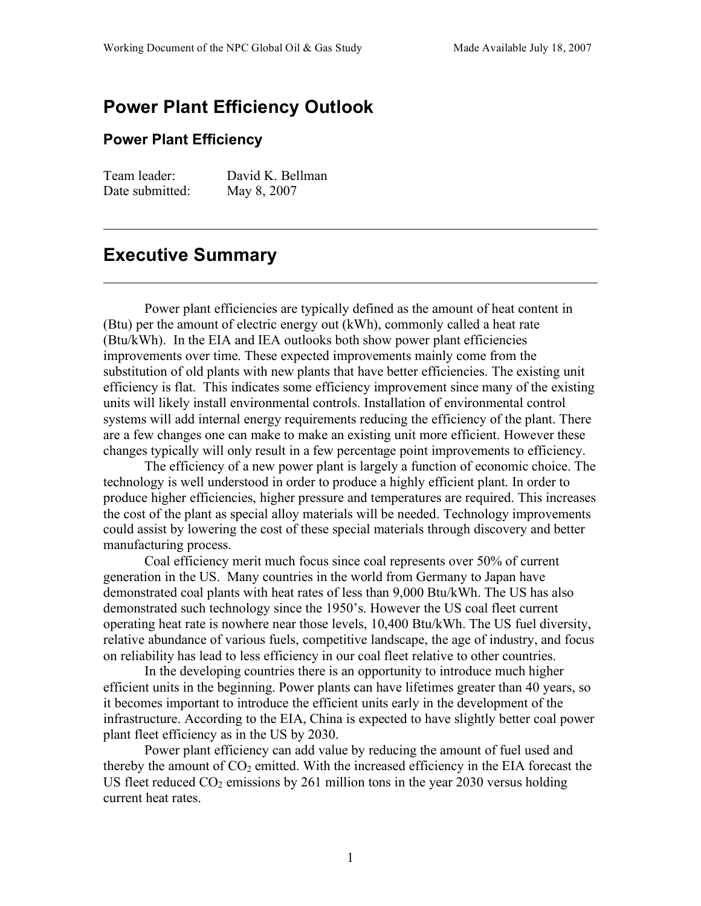# Power Plant Efficiency Outlook

## Power Plant Efficiency

Team leader: David K. Bellman
Date submitted: May 8, 2007

---

# Executive Summary

---

Power plant efficiencies are typically defined as the amount of heat content in (Btu) per the amount of electric energy out (kWh), commonly called a heat rate (Btu/kWh). In the EIA and IEA outlooks both show power plant efficiencies improvements over time. These expected improvements mainly come from the substitution of old plants with new plants that have better efficiencies. The existing unit efficiency is flat. This indicates some efficiency improvement since many of the existing units will likely install environmental controls. Installation of environmental control systems will add internal energy requirements reducing the efficiency of the plant. There are a few changes one can make to make an existing unit more efficient. However these changes typically will only result in a few percentage point improvements to efficiency.

The efficiency of a new power plant is largely a function of economic choice. The technology is well understood in order to produce a highly efficient plant. In order to produce higher efficiencies, higher pressure and temperatures are required. This increases the cost of the plant as special alloy materials will be needed. Technology improvements could assist by lowering the cost of these special materials through discovery and better manufacturing process.

Coal efficiency merit much focus since coal represents over 50% of current generation in the US. Many countries in the world from Germany to Japan have demonstrated coal plants with heat rates of less than 9,000 Btu/kWh. The US has also demonstrated such technology since the 1950's. However the US coal fleet current operating heat rate is nowhere near those levels, 10,400 Btu/kWh. The US fuel diversity, relative abundance of various fuels, competitive landscape, the age of industry, and focus on reliability has lead to less efficiency in our coal fleet relative to other countries.

In the developing countries there is an opportunity to introduce much higher efficient units in the beginning. Power plants can have lifetimes greater than 40 years, so it becomes important to introduce the efficient units early in the development of the infrastructure. According to the EIA, China is expected to have slightly better coal power plant fleet efficiency as in the US by 2030.

Power plant efficiency can add value by reducing the amount of fuel used and thereby the amount of $CO_2$ emitted. With the increased efficiency in the EIA forecast the US fleet reduced $CO_2$ emissions by 261 million tons in the year 2030 versus holding current heat rates.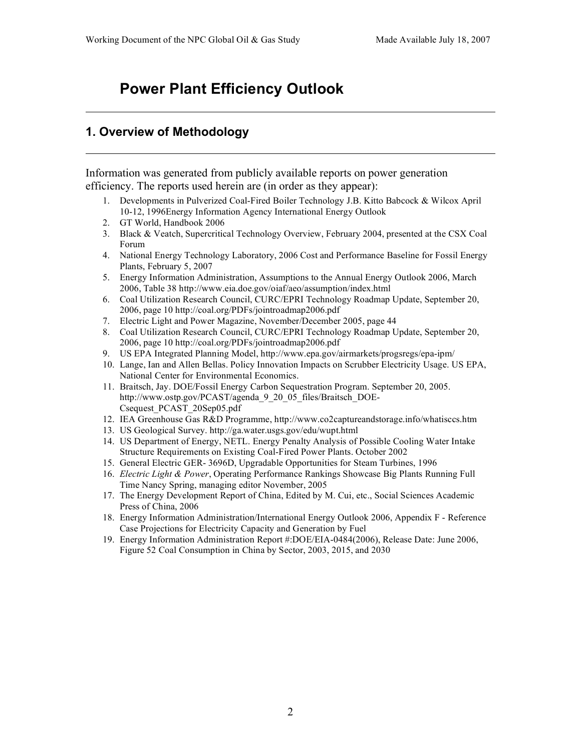# Power Plant Efficiency Outlook

## 1. Overview of Methodology

Information was generated from publicly available reports on power generation efficiency. The reports used herein are (in order as they appear):

1. Developments in Pulverized Coal-Fired Boiler Technology J.B. Kitto Babcock & Wilcox April 10-12, 1996Energy Information Agency International Energy Outlook
2. GT World, Handbook 2006
3. Black & Veatch, Supercritical Technology Overview, February 2004, presented at the CSX Coal Forum
4. National Energy Technology Laboratory, 2006 Cost and Performance Baseline for Fossil Energy Plants, February 5, 2007
5. Energy Information Administration, Assumptions to the Annual Energy Outlook 2006, March 2006, Table 38 http://www.eia.doe.gov/oiaf/aeo/assumption/index.html
6. Coal Utilization Research Council, CURC/EPRI Technology Roadmap Update, September 20, 2006, page 10 http://coal.org/PDFs/jointroadmap2006.pdf
7. Electric Light and Power Magazine, November/December 2005, page 44
8. Coal Utilization Research Council, CURC/EPRI Technology Roadmap Update, September 20, 2006, page 10 http://coal.org/PDFs/jointroadmap2006.pdf
9. US EPA Integrated Planning Model, http://www.epa.gov/airmarkets/progsregs/epa-ipm/
10. Lange, Ian and Allen Bellas. Policy Innovation Impacts on Scrubber Electricity Usage. US EPA, National Center for Environmental Economics.
11. Braitsch, Jay. DOE/Fossil Energy Carbon Sequestration Program. September 20, 2005. http://www.ostp.gov/PCAST/agenda_9_20_05_files/Braitsch_DOE-Csequest_PCAST_20Sep05.pdf
12. IEA Greenhouse Gas R&D Programme, http://www.co2captureandstorage.info/whatisccs.htm
13. US Geological Survey. http://ga.water.usgs.gov/edu/wupt.html
14. US Department of Energy, NETL. Energy Penalty Analysis of Possible Cooling Water Intake Structure Requirements on Existing Coal-Fired Power Plants. October 2002
15. General Electric GER- 3696D, Upgradable Opportunities for Steam Turbines, 1996
16. *Electric Light & Power*, Operating Performance Rankings Showcase Big Plants Running Full Time Nancy Spring, managing editor November, 2005
17. The Energy Development Report of China, Edited by M. Cui, etc., Social Sciences Academic Press of China, 2006
18. Energy Information Administration/International Energy Outlook 2006, Appendix F - Reference Case Projections for Electricity Capacity and Generation by Fuel
19. Energy Information Administration Report #:DOE/EIA-0484(2006), Release Date: June 2006, Figure 52 Coal Consumption in China by Sector, 2003, 2015, and 2030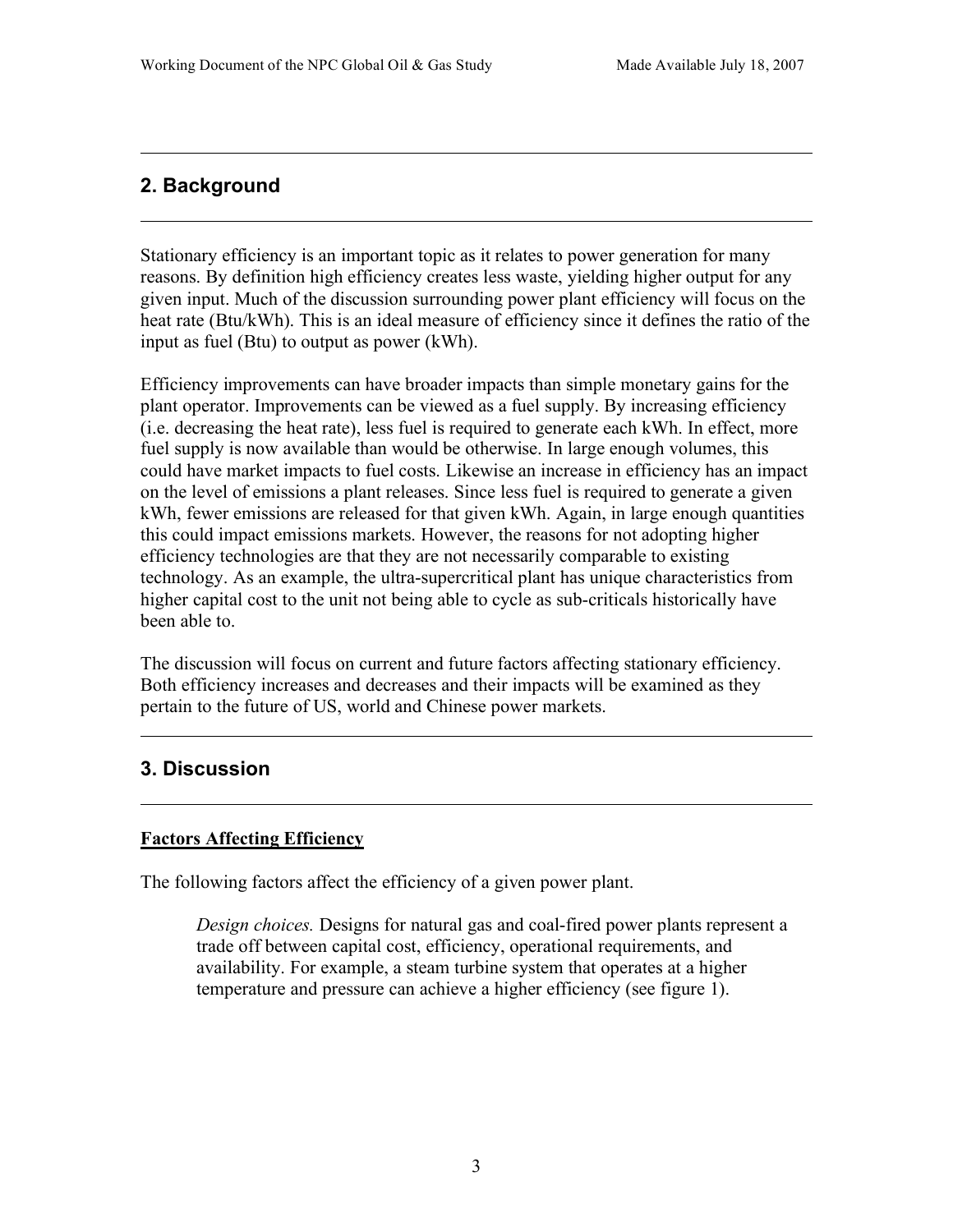## 2. Background

Stationary efficiency is an important topic as it relates to power generation for many reasons. By definition high efficiency creates less waste, yielding higher output for any given input. Much of the discussion surrounding power plant efficiency will focus on the heat rate (Btu/kWh). This is an ideal measure of efficiency since it defines the ratio of the input as fuel (Btu) to output as power (kWh).

Efficiency improvements can have broader impacts than simple monetary gains for the plant operator. Improvements can be viewed as a fuel supply. By increasing efficiency (i.e. decreasing the heat rate), less fuel is required to generate each kWh. In effect, more fuel supply is now available than would be otherwise. In large enough volumes, this could have market impacts to fuel costs. Likewise an increase in efficiency has an impact on the level of emissions a plant releases. Since less fuel is required to generate a given kWh, fewer emissions are released for that given kWh. Again, in large enough quantities this could impact emissions markets. However, the reasons for not adopting higher efficiency technologies are that they are not necessarily comparable to existing technology. As an example, the ultra-supercritical plant has unique characteristics from higher capital cost to the unit not being able to cycle as sub-criticals historically have been able to.

The discussion will focus on current and future factors affecting stationary efficiency. Both efficiency increases and decreases and their impacts will be examined as they pertain to the future of US, world and Chinese power markets.

## 3. Discussion

**Factors Affecting Efficiency**

The following factors affect the efficiency of a given power plant.

> *Design choices.* Designs for natural gas and coal-fired power plants represent a trade off between capital cost, efficiency, operational requirements, and availability. For example, a steam turbine system that operates at a higher temperature and pressure can achieve a higher efficiency (see figure 1).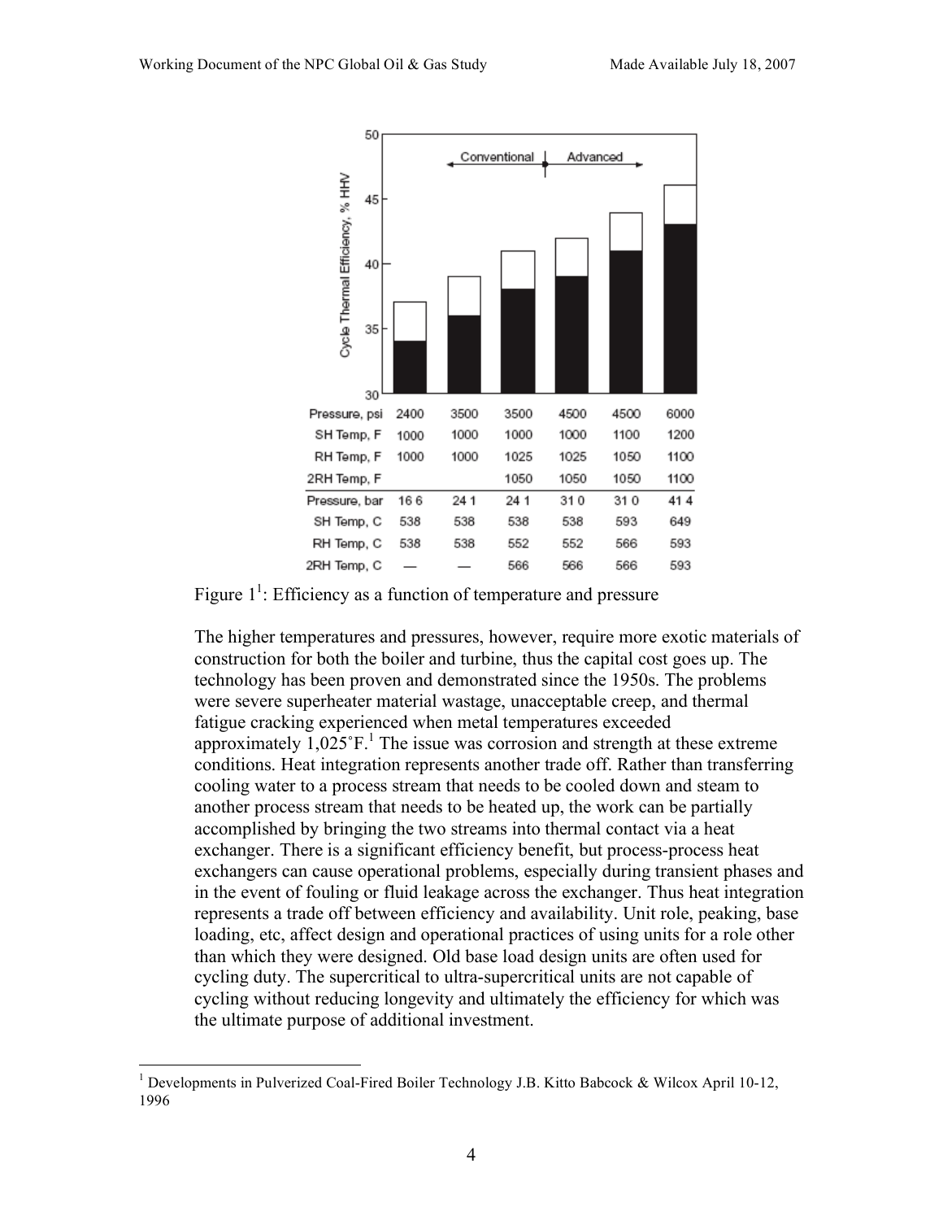| | | | | | | |
|---|---|---|---|---|---|---|
| Pressure, psi | 2400 | 3500 | 3500 | 4500 | 4500 | 6000 |
| SH Temp, F | 1000 | 1000 | 1000 | 1000 | 1100 | 1200 |
| RH Temp, F | 1000 | 1000 | 1025 | 1025 | 1050 | 1100 |
| 2RH Temp, F | | | 1050 | 1050 | 1050 | 1100 |
| Pressure, bar | 16 6 | 24 1 | 24 1 | 31 0 | 31 0 | 41 4 |
| SH Temp, C | 538 | 538 | 538 | 538 | 593 | 649 |
| RH Temp, C | 538 | 538 | 552 | 552 | 566 | 593 |
| 2RH Temp, C | — | — | 566 | 566 | 566 | 593 |

Figure 1[1]: Efficiency as a function of temperature and pressure

The higher temperatures and pressures, however, require more exotic materials of construction for both the boiler and turbine, thus the capital cost goes up. The technology has been proven and demonstrated since the 1950s. The problems were severe superheater material wastage, unacceptable creep, and thermal fatigue cracking experienced when metal temperatures exceeded approximately 1,025˚F.[1] The issue was corrosion and strength at these extreme conditions. Heat integration represents another trade off. Rather than transferring cooling water to a process stream that needs to be cooled down and steam to another process stream that needs to be heated up, the work can be partially accomplished by bringing the two streams into thermal contact via a heat exchanger. There is a significant efficiency benefit, but process-process heat exchangers can cause operational problems, especially during transient phases and in the event of fouling or fluid leakage across the exchanger. Thus heat integration represents a trade off between efficiency and availability. Unit role, peaking, base loading, etc, affect design and operational practices of using units for a role other than which they were designed. Old base load design units are often used for cycling duty. The supercritical to ultra-supercritical units are not capable of cycling without reducing longevity and ultimately the efficiency for which was the ultimate purpose of additional investment.

[1] Developments in Pulverized Coal-Fired Boiler Technology J.B. Kitto Babcock & Wilcox April 10-12, 1996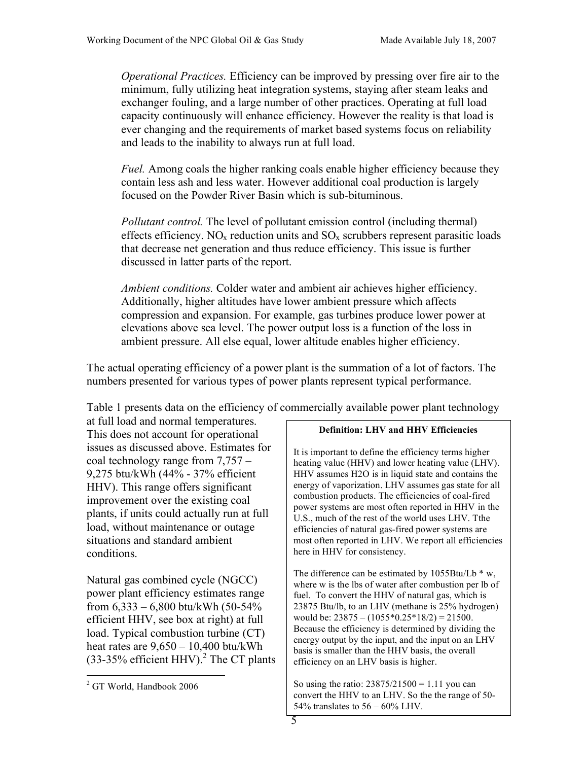*Operational Practices.* Efficiency can be improved by pressing over fire air to the minimum, fully utilizing heat integration systems, staying after steam leaks and exchanger fouling, and a large number of other practices. Operating at full load capacity continuously will enhance efficiency. However the reality is that load is ever changing and the requirements of market based systems focus on reliability and leads to the inability to always run at full load.

*Fuel.* Among coals the higher ranking coals enable higher efficiency because they contain less ash and less water. However additional coal production is largely focused on the Powder River Basin which is sub-bituminous.

*Pollutant control.* The level of pollutant emission control (including thermal) effects efficiency. $NO_x$ reduction units and $SO_x$ scrubbers represent parasitic loads that decrease net generation and thus reduce efficiency. This issue is further discussed in latter parts of the report.

*Ambient conditions.* Colder water and ambient air achieves higher efficiency. Additionally, higher altitudes have lower ambient pressure which affects compression and expansion. For example, gas turbines produce lower power at elevations above sea level. The power output loss is a function of the loss in ambient pressure. All else equal, lower altitude enables higher efficiency.

The actual operating efficiency of a power plant is the summation of a lot of factors. The numbers presented for various types of power plants represent typical performance.

Table 1 presents data on the efficiency of commercially available power plant technology at full load and normal temperatures. This does not account for operational issues as discussed above. Estimates for coal technology range from 7,757 – 9,275 btu/kWh (44% - 37% efficient HHV). This range offers significant improvement over the existing coal plants, if units could actually run at full load, without maintenance or outage situations and standard ambient conditions.

Natural gas combined cycle (NGCC) power plant efficiency estimates range from 6,333 – 6,800 btu/kWh (50-54% efficient HHV, see box at right) at full load. Typical combustion turbine (CT) heat rates are 9,650 – 10,400 btu/kWh (33-35% efficient HHV).[2] The CT plants

> **Definition: LHV and HHV Efficiencies**
>
> It is important to define the efficiency terms higher heating value (HHV) and lower heating value (LHV). HHV assumes H2O is in liquid state and contains the energy of vaporization. LHV assumes gas state for all combustion products. The efficiencies of coal-fired power systems are most often reported in HHV in the U.S., much of the rest of the world uses LHV. Tthe efficiencies of natural gas-fired power systems are most often reported in LHV. We report all efficiencies here in HHV for consistency.
>
> The difference can be estimated by 1055Btu/Lb * w, where w is the lbs of water after combustion per lb of fuel. To convert the HHV of natural gas, which is 23875 Btu/lb, to an LHV (methane is 25% hydrogen) would be: 23875 – (1055*0.25*18/2) = 21500. Because the efficiency is determined by dividing the energy output by the input, and the input on an LHV basis is smaller than the HHV basis, the overall efficiency on an LHV basis is higher.
>
> So using the ratio: 23875/21500 = 1.11 you can convert the HHV to an LHV. So the the range of 50-54% translates to 56 – 60% LHV.

[2] GT World, Handbook 2006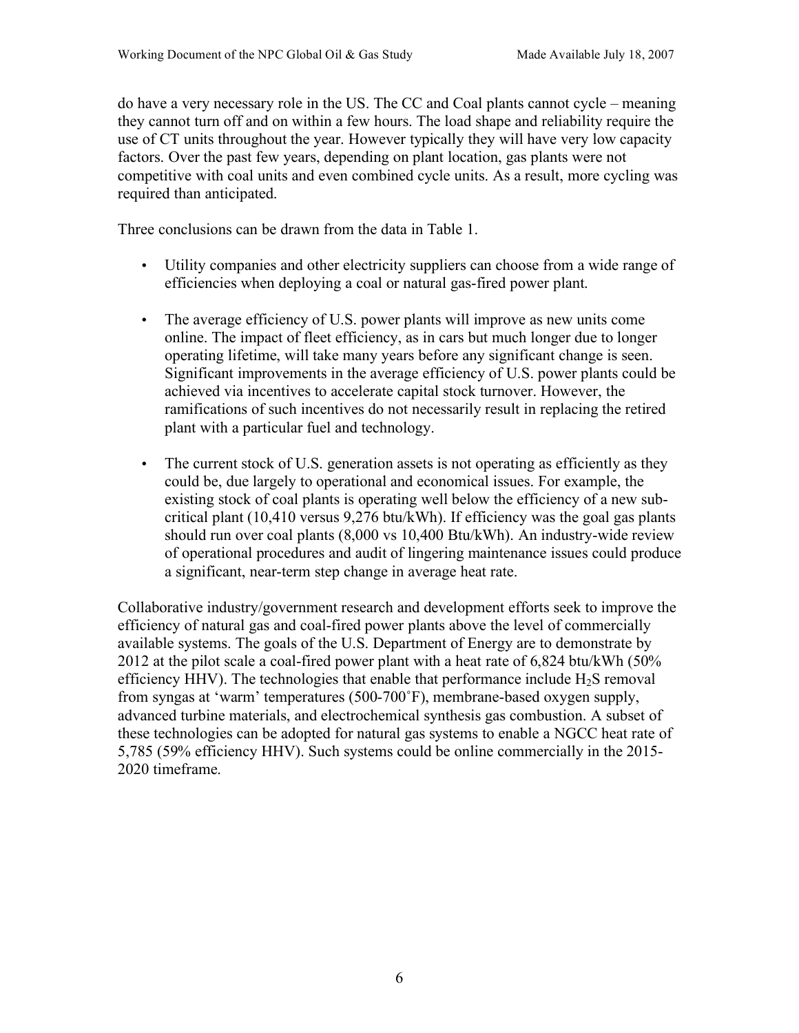do have a very necessary role in the US. The CC and Coal plants cannot cycle – meaning they cannot turn off and on within a few hours. The load shape and reliability require the use of CT units throughout the year. However typically they will have very low capacity factors. Over the past few years, depending on plant location, gas plants were not competitive with coal units and even combined cycle units. As a result, more cycling was required than anticipated.

Three conclusions can be drawn from the data in Table 1.

- Utility companies and other electricity suppliers can choose from a wide range of efficiencies when deploying a coal or natural gas-fired power plant.
- The average efficiency of U.S. power plants will improve as new units come online. The impact of fleet efficiency, as in cars but much longer due to longer operating lifetime, will take many years before any significant change is seen. Significant improvements in the average efficiency of U.S. power plants could be achieved via incentives to accelerate capital stock turnover. However, the ramifications of such incentives do not necessarily result in replacing the retired plant with a particular fuel and technology.
- The current stock of U.S. generation assets is not operating as efficiently as they could be, due largely to operational and economical issues. For example, the existing stock of coal plants is operating well below the efficiency of a new sub-critical plant (10,410 versus 9,276 btu/kWh). If efficiency was the goal gas plants should run over coal plants (8,000 vs 10,400 Btu/kWh). An industry-wide review of operational procedures and audit of lingering maintenance issues could produce a significant, near-term step change in average heat rate.

Collaborative industry/government research and development efforts seek to improve the efficiency of natural gas and coal-fired power plants above the level of commercially available systems. The goals of the U.S. Department of Energy are to demonstrate by 2012 at the pilot scale a coal-fired power plant with a heat rate of 6,824 btu/kWh (50% efficiency HHV). The technologies that enable that performance include $H_2S$ removal from syngas at 'warm' temperatures (500-700˚F), membrane-based oxygen supply, advanced turbine materials, and electrochemical synthesis gas combustion. A subset of these technologies can be adopted for natural gas systems to enable a NGCC heat rate of 5,785 (59% efficiency HHV). Such systems could be online commercially in the 2015-2020 timeframe.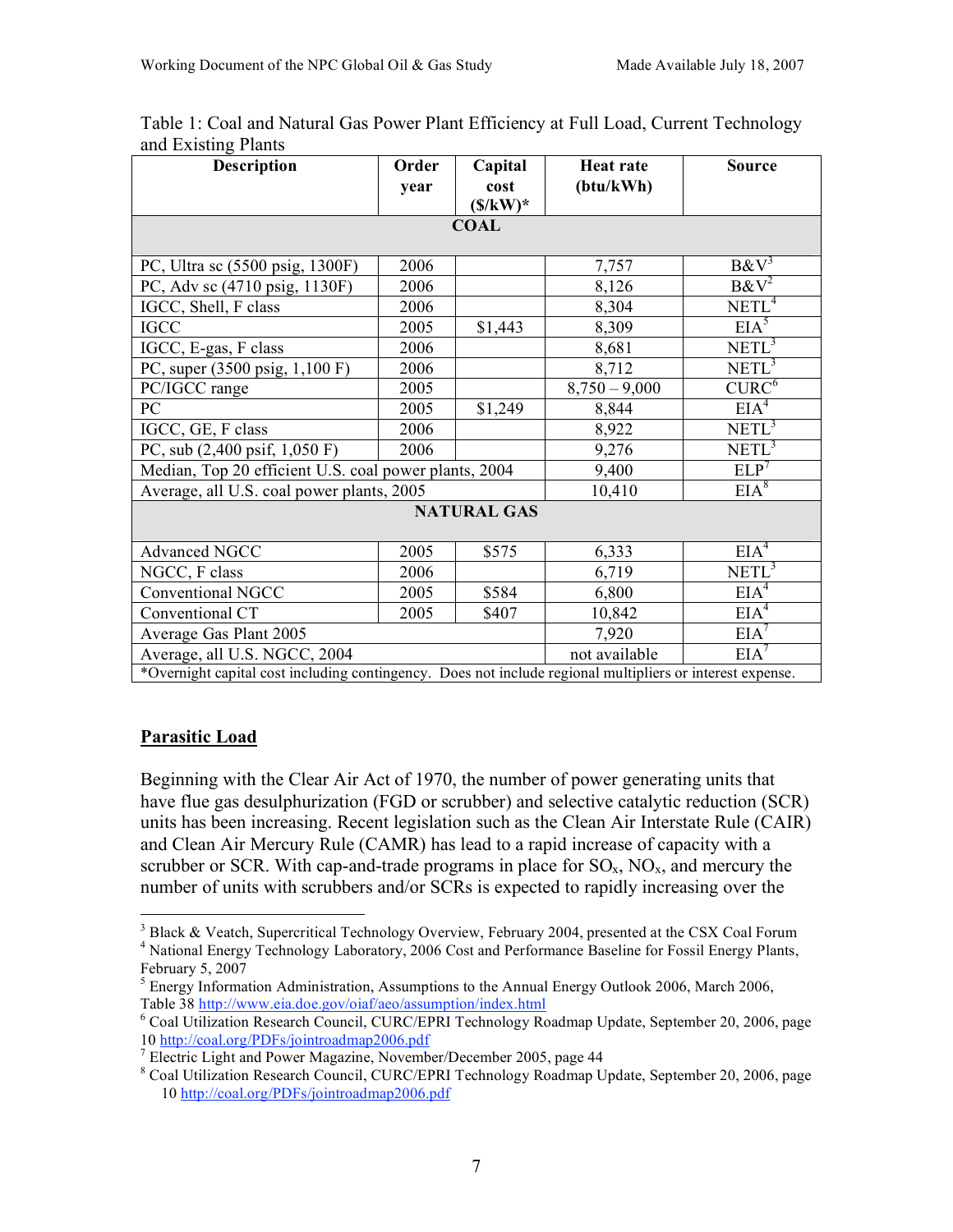Table 1: Coal and Natural Gas Power Plant Efficiency at Full Load, Current Technology and Existing Plants

| Description | Order year | Capital cost ($/kW)* | Heat rate (btu/kWh) | Source |
|---|---|---|---|---|
| **COAL** | | | | |
| PC, Ultra sc (5500 psig, 1300F) | 2006 | | 7,757 | B&V[3] |
| PC, Adv sc (4710 psig, 1130F) | 2006 | | 8,126 | B&V[2] |
| IGCC, Shell, F class | 2006 | | 8,304 | NETL[4] |
| IGCC | 2005 | $1,443 | 8,309 | EIA[5] |
| IGCC, E-gas, F class | 2006 | | 8,681 | NETL[3] |
| PC, super (3500 psig, 1,100 F) | 2006 | | 8,712 | NETL[3] |
| PC/IGCC range | 2005 | | 8,750 – 9,000 | CURC[6] |
| PC | 2005 | $1,249 | 8,844 | EIA[4] |
| IGCC, GE, F class | 2006 | | 8,922 | NETL[3] |
| PC, sub (2,400 psif, 1,050 F) | 2006 | | 9,276 | NETL[3] |
| Median, Top 20 efficient U.S. coal power plants, 2004 | | | 9,400 | ELP[7] |
| Average, all U.S. coal power plants, 2005 | | | 10,410 | EIA[8] |
| **NATURAL GAS** | | | | |
| Advanced NGCC | 2005 | $575 | 6,333 | EIA[4] |
| NGCC, F class | 2006 | | 6,719 | NETL[3] |
| Conventional NGCC | 2005 | $584 | 6,800 | EIA[4] |
| Conventional CT | 2005 | $407 | 10,842 | EIA[4] |
| Average Gas Plant 2005 | | | 7,920 | EIA[7] |
| Average, all U.S. NGCC, 2004 | | | not available | EIA[7] |

*Overnight capital cost including contingency. Does not include regional multipliers or interest expense.

## Parasitic Load

Beginning with the Clear Air Act of 1970, the number of power generating units that have flue gas desulphurization (FGD or scrubber) and selective catalytic reduction (SCR) units has been increasing. Recent legislation such as the Clean Air Interstate Rule (CAIR) and Clean Air Mercury Rule (CAMR) has lead to a rapid increase of capacity with a scrubber or SCR. With cap-and-trade programs in place for $SO_x$, $NO_x$, and mercury the number of units with scrubbers and/or SCRs is expected to rapidly increasing over the

---

[3] Black & Veatch, Supercritical Technology Overview, February 2004, presented at the CSX Coal Forum

[4] National Energy Technology Laboratory, 2006 Cost and Performance Baseline for Fossil Energy Plants, February 5, 2007

[5] Energy Information Administration, Assumptions to the Annual Energy Outlook 2006, March 2006, Table 38 http://www.eia.doe.gov/oiaf/aeo/assumption/index.html

[6] Coal Utilization Research Council, CURC/EPRI Technology Roadmap Update, September 20, 2006, page 10 http://coal.org/PDFs/jointroadmap2006.pdf

[7] Electric Light and Power Magazine, November/December 2005, page 44

[8] Coal Utilization Research Council, CURC/EPRI Technology Roadmap Update, September 20, 2006, page 10 http://coal.org/PDFs/jointroadmap2006.pdf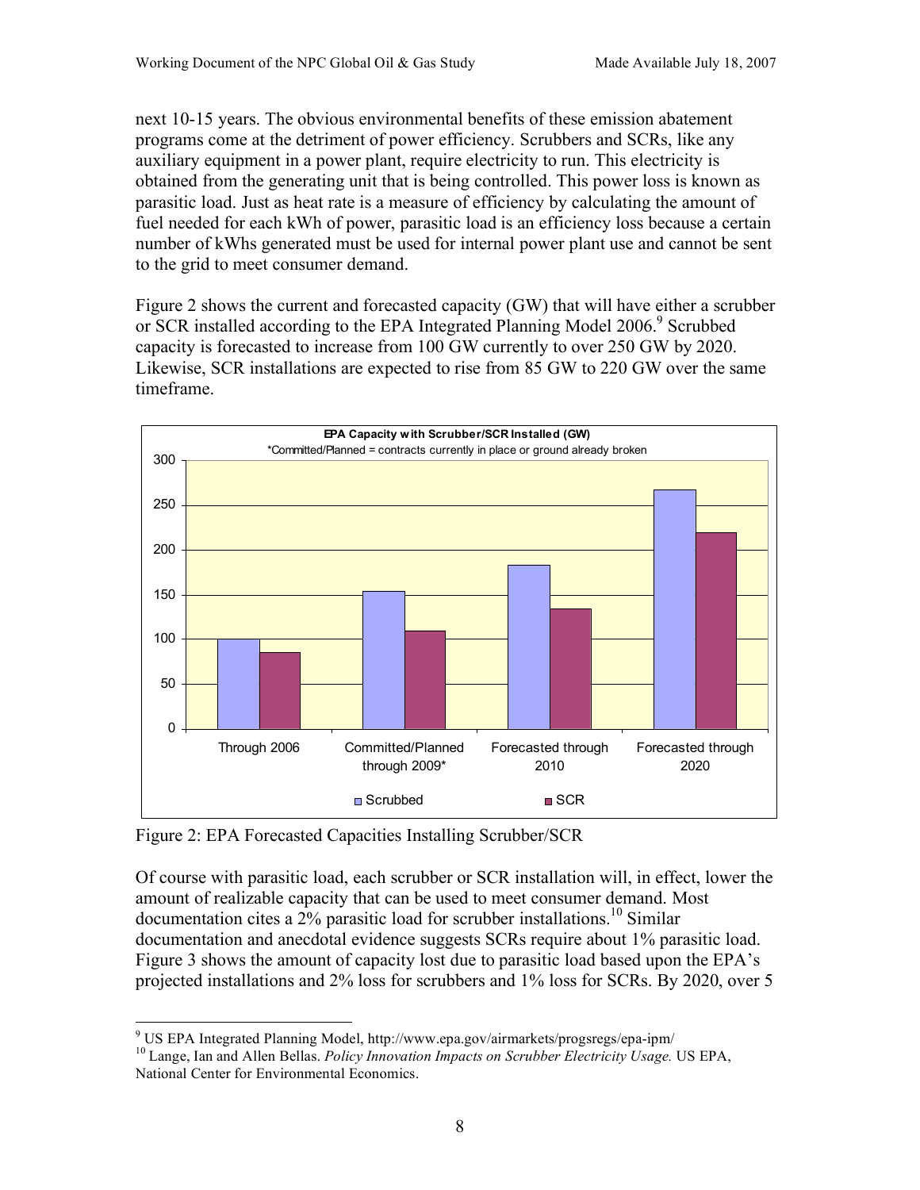next 10-15 years. The obvious environmental benefits of these emission abatement programs come at the detriment of power efficiency. Scrubbers and SCRs, like any auxiliary equipment in a power plant, require electricity to run. This electricity is obtained from the generating unit that is being controlled. This power loss is known as parasitic load. Just as heat rate is a measure of efficiency by calculating the amount of fuel needed for each kWh of power, parasitic load is an efficiency loss because a certain number of kWhs generated must be used for internal power plant use and cannot be sent to the grid to meet consumer demand.

Figure 2 shows the current and forecasted capacity (GW) that will have either a scrubber or SCR installed according to the EPA Integrated Planning Model 2006.[9] Scrubbed capacity is forecasted to increase from 100 GW currently to over 250 GW by 2020. Likewise, SCR installations are expected to rise from 85 GW to 220 GW over the same timeframe.

**EPA Capacity with Scrubber/SCR Installed (GW)**

*Committed/Planned = contracts currently in place or ground already broken

| | Scrubbed | SCR |
|---|---|---|
| Through 2006 | 100 | 85 |
| Committed/Planned through 2009* | 154 | 110 |
| Forecasted through 2010 | 183 | 134 |
| Forecasted through 2020 | 267 | 220 |

Figure 2: EPA Forecasted Capacities Installing Scrubber/SCR

Of course with parasitic load, each scrubber or SCR installation will, in effect, lower the amount of realizable capacity that can be used to meet consumer demand. Most documentation cites a 2% parasitic load for scrubber installations.[10] Similar documentation and anecdotal evidence suggests SCRs require about 1% parasitic load. Figure 3 shows the amount of capacity lost due to parasitic load based upon the EPA's projected installations and 2% loss for scrubbers and 1% loss for SCRs. By 2020, over 5

---

[9] US EPA Integrated Planning Model, http://www.epa.gov/airmarkets/progsregs/epa-ipm/

[10] Lange, Ian and Allen Bellas. *Policy Innovation Impacts on Scrubber Electricity Usage.* US EPA, National Center for Environmental Economics.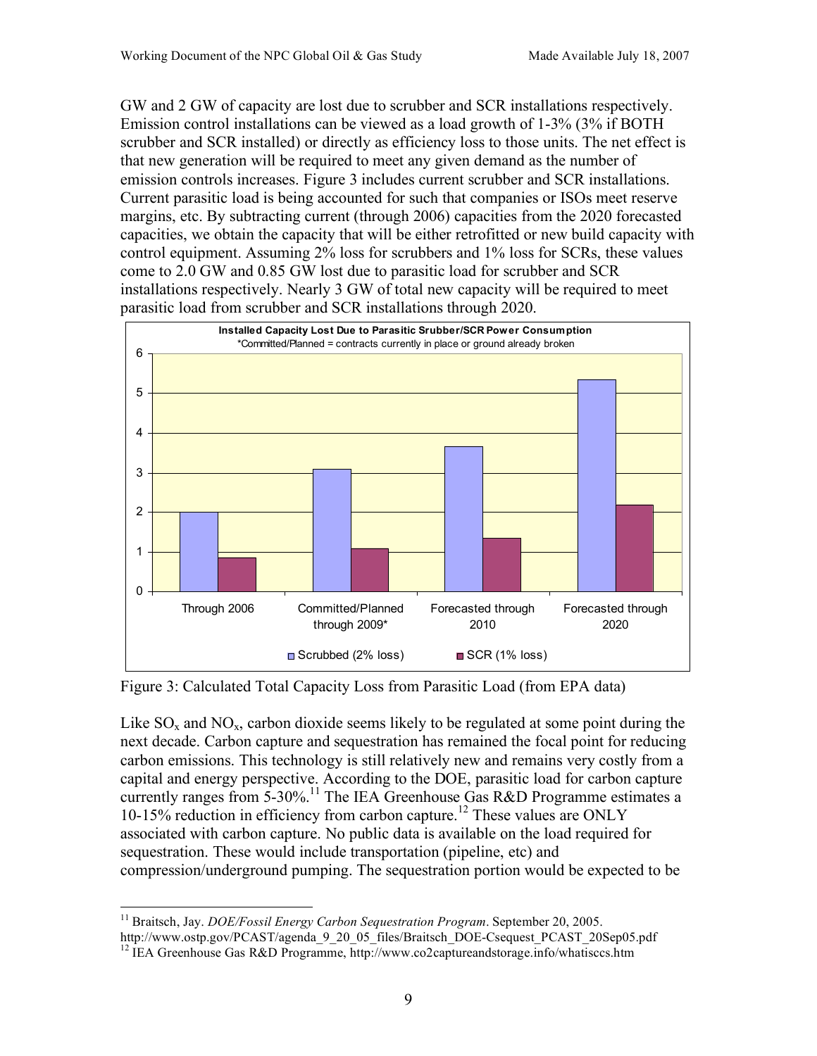GW and 2 GW of capacity are lost due to scrubber and SCR installations respectively. Emission control installations can be viewed as a load growth of 1-3% (3% if BOTH scrubber and SCR installed) or directly as efficiency loss to those units. The net effect is that new generation will be required to meet any given demand as the number of emission controls increases. Figure 3 includes current scrubber and SCR installations. Current parasitic load is being accounted for such that companies or ISOs meet reserve margins, etc. By subtracting current (through 2006) capacities from the 2020 forecasted capacities, we obtain the capacity that will be either retrofitted or new build capacity with control equipment. Assuming 2% loss for scrubbers and 1% loss for SCRs, these values come to 2.0 GW and 0.85 GW lost due to parasitic load for scrubber and SCR installations respectively. Nearly 3 GW of total new capacity will be required to meet parasitic load from scrubber and SCR installations through 2020.

Figure 3: Calculated Total Capacity Loss from Parasitic Load (from EPA data)

Like $SO_x$ and $NO_x$, carbon dioxide seems likely to be regulated at some point during the next decade. Carbon capture and sequestration has remained the focal point for reducing carbon emissions. This technology is still relatively new and remains very costly from a capital and energy perspective. According to the DOE, parasitic load for carbon capture currently ranges from 5-30%.[11] The IEA Greenhouse Gas R&D Programme estimates a 10-15% reduction in efficiency from carbon capture.[12] These values are ONLY associated with carbon capture. No public data is available on the load required for sequestration. These would include transportation (pipeline, etc) and compression/underground pumping. The sequestration portion would be expected to be

[11] Braitsch, Jay. *DOE/Fossil Energy Carbon Sequestration Program*. September 20, 2005. http://www.ostp.gov/PCAST/agenda_9_20_05_files/Braitsch_DOE-Csequest_PCAST_20Sep05.pdf

[12] IEA Greenhouse Gas R&D Programme, http://www.co2captureandstorage.info/whatisccs.htm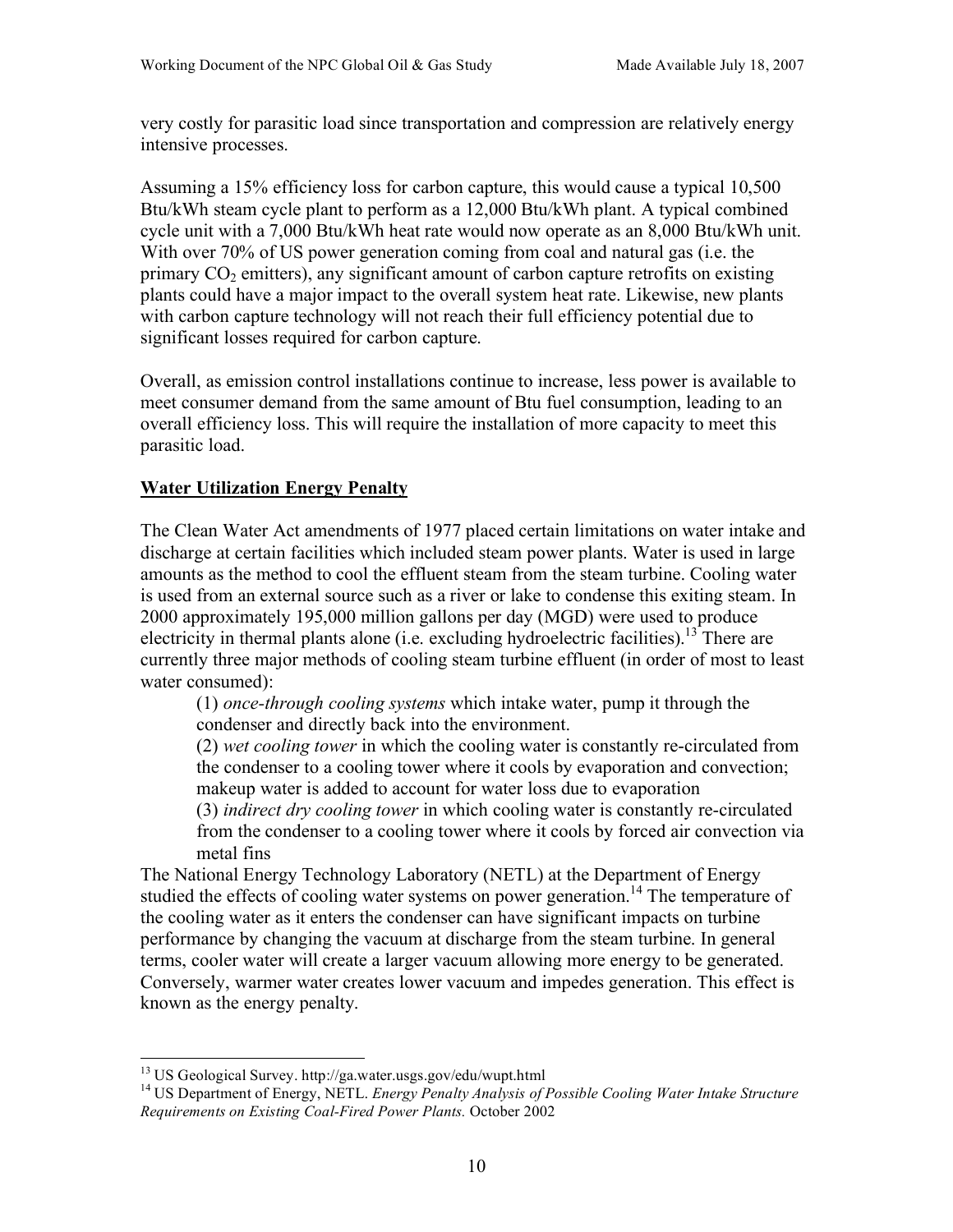very costly for parasitic load since transportation and compression are relatively energy intensive processes.

Assuming a 15% efficiency loss for carbon capture, this would cause a typical 10,500 Btu/kWh steam cycle plant to perform as a 12,000 Btu/kWh plant. A typical combined cycle unit with a 7,000 Btu/kWh heat rate would now operate as an 8,000 Btu/kWh unit. With over 70% of US power generation coming from coal and natural gas (i.e. the primary $CO_2$ emitters), any significant amount of carbon capture retrofits on existing plants could have a major impact to the overall system heat rate. Likewise, new plants with carbon capture technology will not reach their full efficiency potential due to significant losses required for carbon capture.

Overall, as emission control installations continue to increase, less power is available to meet consumer demand from the same amount of Btu fuel consumption, leading to an overall efficiency loss. This will require the installation of more capacity to meet this parasitic load.

## Water Utilization Energy Penalty

The Clean Water Act amendments of 1977 placed certain limitations on water intake and discharge at certain facilities which included steam power plants. Water is used in large amounts as the method to cool the effluent steam from the steam turbine. Cooling water is used from an external source such as a river or lake to condense this exiting steam. In 2000 approximately 195,000 million gallons per day (MGD) were used to produce electricity in thermal plants alone (i.e. excluding hydroelectric facilities).[13] There are currently three major methods of cooling steam turbine effluent (in order of most to least water consumed):

(1) *once-through cooling systems* which intake water, pump it through the condenser and directly back into the environment.

(2) *wet cooling tower* in which the cooling water is constantly re-circulated from the condenser to a cooling tower where it cools by evaporation and convection; makeup water is added to account for water loss due to evaporation

(3) *indirect dry cooling tower* in which cooling water is constantly re-circulated from the condenser to a cooling tower where it cools by forced air convection via metal fins

The National Energy Technology Laboratory (NETL) at the Department of Energy studied the effects of cooling water systems on power generation.[14] The temperature of the cooling water as it enters the condenser can have significant impacts on turbine performance by changing the vacuum at discharge from the steam turbine. In general terms, cooler water will create a larger vacuum allowing more energy to be generated. Conversely, warmer water creates lower vacuum and impedes generation. This effect is known as the energy penalty.

---

[13] US Geological Survey. http://ga.water.usgs.gov/edu/wupt.html

[14] US Department of Energy, NETL. *Energy Penalty Analysis of Possible Cooling Water Intake Structure Requirements on Existing Coal-Fired Power Plants.* October 2002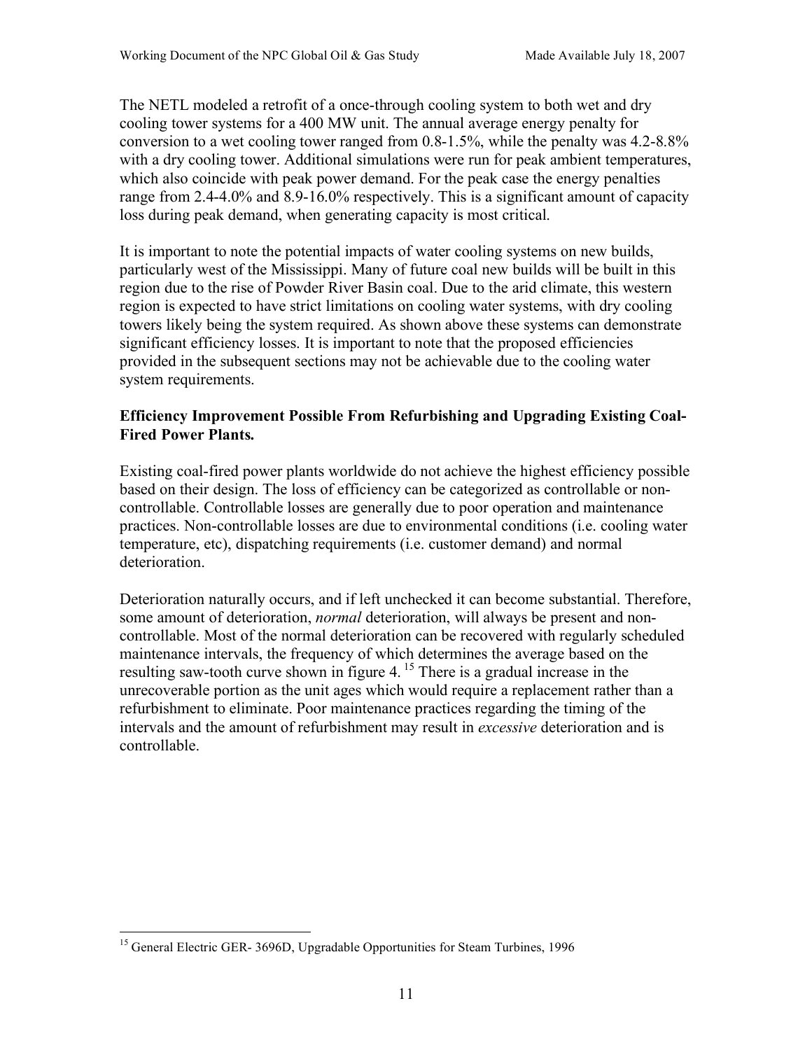The NETL modeled a retrofit of a once-through cooling system to both wet and dry cooling tower systems for a 400 MW unit. The annual average energy penalty for conversion to a wet cooling tower ranged from 0.8-1.5%, while the penalty was 4.2-8.8% with a dry cooling tower. Additional simulations were run for peak ambient temperatures, which also coincide with peak power demand. For the peak case the energy penalties range from 2.4-4.0% and 8.9-16.0% respectively. This is a significant amount of capacity loss during peak demand, when generating capacity is most critical.

It is important to note the potential impacts of water cooling systems on new builds, particularly west of the Mississippi. Many of future coal new builds will be built in this region due to the rise of Powder River Basin coal. Due to the arid climate, this western region is expected to have strict limitations on cooling water systems, with dry cooling towers likely being the system required. As shown above these systems can demonstrate significant efficiency losses. It is important to note that the proposed efficiencies provided in the subsequent sections may not be achievable due to the cooling water system requirements.

**Efficiency Improvement Possible From Refurbishing and Upgrading Existing Coal-Fired Power Plants.**

Existing coal-fired power plants worldwide do not achieve the highest efficiency possible based on their design. The loss of efficiency can be categorized as controllable or non-controllable. Controllable losses are generally due to poor operation and maintenance practices. Non-controllable losses are due to environmental conditions (i.e. cooling water temperature, etc), dispatching requirements (i.e. customer demand) and normal deterioration.

Deterioration naturally occurs, and if left unchecked it can become substantial. Therefore, some amount of deterioration, *normal* deterioration, will always be present and non-controllable. Most of the normal deterioration can be recovered with regularly scheduled maintenance intervals, the frequency of which determines the average based on the resulting saw-tooth curve shown in figure 4. [15] There is a gradual increase in the unrecoverable portion as the unit ages which would require a replacement rather than a refurbishment to eliminate. Poor maintenance practices regarding the timing of the intervals and the amount of refurbishment may result in *excessive* deterioration and is controllable.

[15] General Electric GER- 3696D, Upgradable Opportunities for Steam Turbines, 1996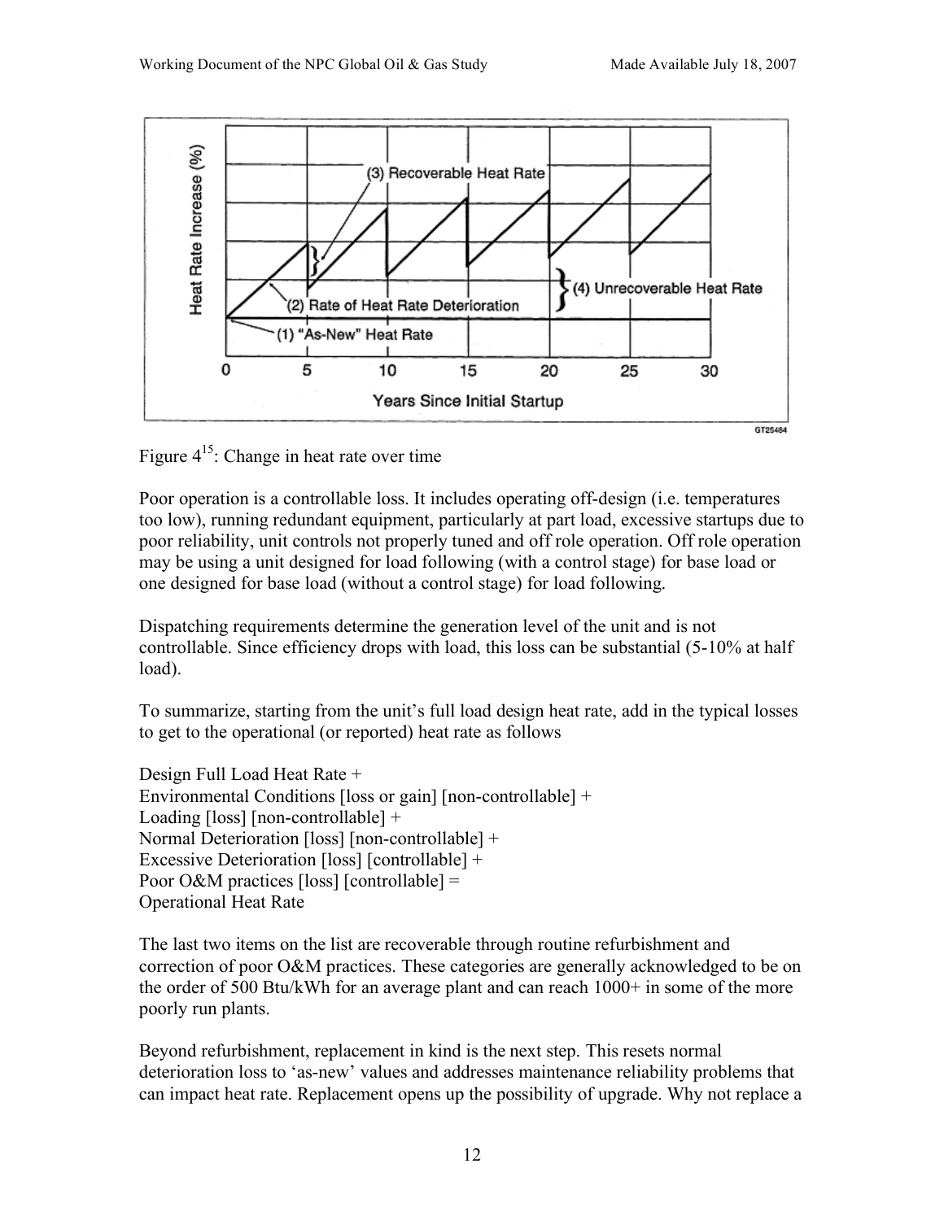Figure 4[15]: Change in heat rate over time

Poor operation is a controllable loss. It includes operating off-design (i.e. temperatures too low), running redundant equipment, particularly at part load, excessive startups due to poor reliability, unit controls not properly tuned and off role operation. Off role operation may be using a unit designed for load following (with a control stage) for base load or one designed for base load (without a control stage) for load following.

Dispatching requirements determine the generation level of the unit and is not controllable. Since efficiency drops with load, this loss can be substantial (5-10% at half load).

To summarize, starting from the unit's full load design heat rate, add in the typical losses to get to the operational (or reported) heat rate as follows

Design Full Load Heat Rate +
Environmental Conditions [loss or gain] [non-controllable] +
Loading [loss] [non-controllable] +
Normal Deterioration [loss] [non-controllable] +
Excessive Deterioration [loss] [controllable] +
Poor O&M practices [loss] [controllable] =
Operational Heat Rate

The last two items on the list are recoverable through routine refurbishment and correction of poor O&M practices. These categories are generally acknowledged to be on the order of 500 Btu/kWh for an average plant and can reach 1000+ in some of the more poorly run plants.

Beyond refurbishment, replacement in kind is the next step. This resets normal deterioration loss to 'as-new' values and addresses maintenance reliability problems that can impact heat rate. Replacement opens up the possibility of upgrade. Why not replace a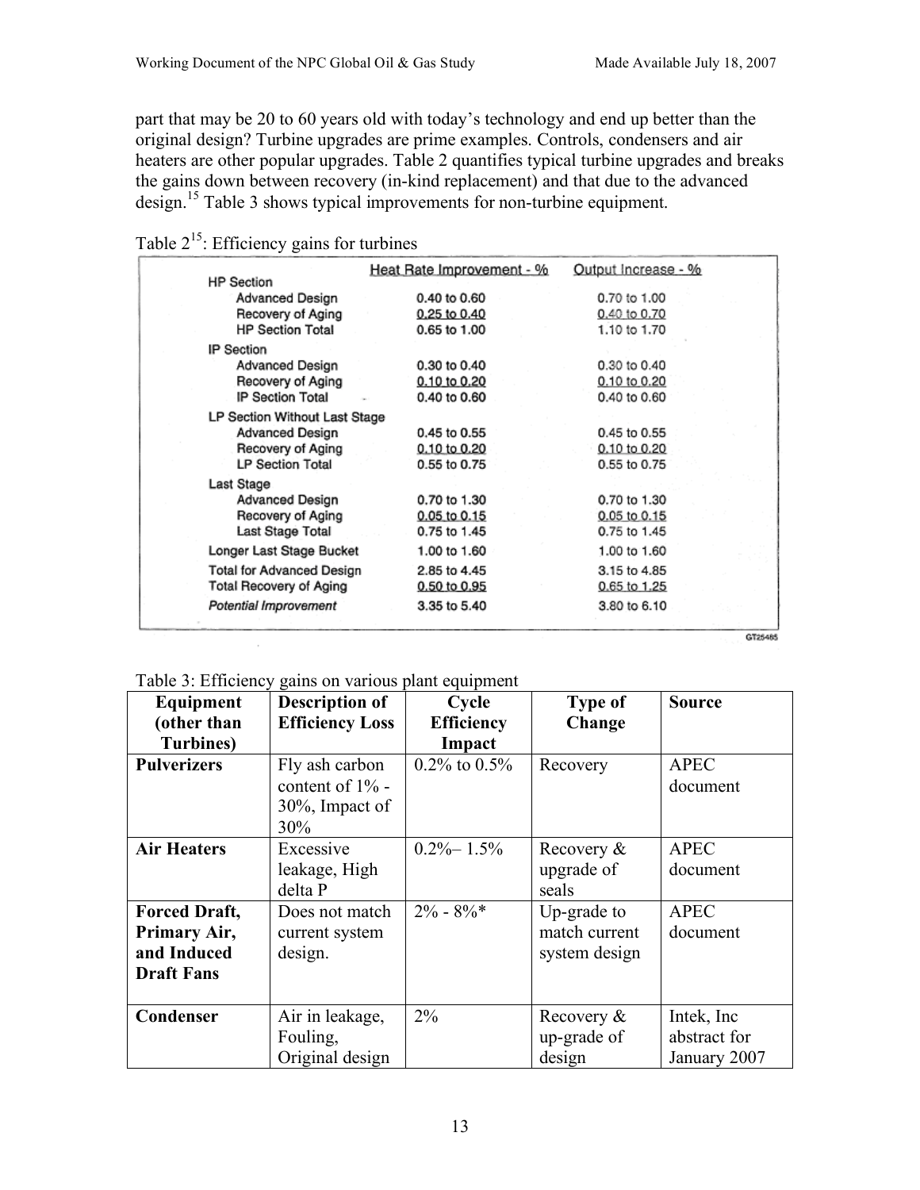part that may be 20 to 60 years old with today's technology and end up better than the original design? Turbine upgrades are prime examples. Controls, condensers and air heaters are other popular upgrades. Table 2 quantifies typical turbine upgrades and breaks the gains down between recovery (in-kind replacement) and that due to the advanced design.[15] Table 3 shows typical improvements for non-turbine equipment.

Table 2[15]: Efficiency gains for turbines

| | Heat Rate Improvement - % | Output Increase - % |
|---|---|---|
| **HP Section** | | |
| Advanced Design | 0.40 to 0.60 | 0.70 to 1.00 |
| Recovery of Aging | 0.25 to 0.40 | 0.40 to 0.70 |
| HP Section Total | 0.65 to 1.00 | 1.10 to 1.70 |
| **IP Section** | | |
| Advanced Design | 0.30 to 0.40 | 0.30 to 0.40 |
| Recovery of Aging | 0.10 to 0.20 | 0.10 to 0.20 |
| IP Section Total | 0.40 to 0.60 | 0.40 to 0.60 |
| **LP Section Without Last Stage** | | |
| Advanced Design | 0.45 to 0.55 | 0.45 to 0.55 |
| Recovery of Aging | 0.10 to 0.20 | 0.10 to 0.20 |
| LP Section Total | 0.55 to 0.75 | 0.55 to 0.75 |
| **Last Stage** | | |
| Advanced Design | 0.70 to 1.30 | 0.70 to 1.30 |
| Recovery of Aging | 0.05 to 0.15 | 0.05 to 0.15 |
| Last Stage Total | 0.75 to 1.45 | 0.75 to 1.45 |
| Longer Last Stage Bucket | 1.00 to 1.60 | 1.00 to 1.60 |
| Total for Advanced Design | 2.85 to 4.45 | 3.15 to 4.85 |
| Total Recovery of Aging | 0.50 to 0.95 | 0.65 to 1.25 |
| *Potential Improvement* | 3.35 to 5.40 | 3.80 to 6.10 |

Table 3: Efficiency gains on various plant equipment

| Equipment (other than Turbines) | Description of Efficiency Loss | Cycle Efficiency Impact | Type of Change | Source |
|---|---|---|---|---|
| **Pulverizers** | Fly ash carbon content of 1% - 30%, Impact of 30% | 0.2% to 0.5% | Recovery | APEC document |
| **Air Heaters** | Excessive leakage, High delta P | 0.2%– 1.5% | Recovery & upgrade of seals | APEC document |
| **Forced Draft, Primary Air, and Induced Draft Fans** | Does not match current system design. | 2% - 8%* | Up-grade to match current system design | APEC document |
| **Condenser** | Air in leakage, Fouling, Original design | 2% | Recovery & up-grade of design | Intek, Inc abstract for January 2007 |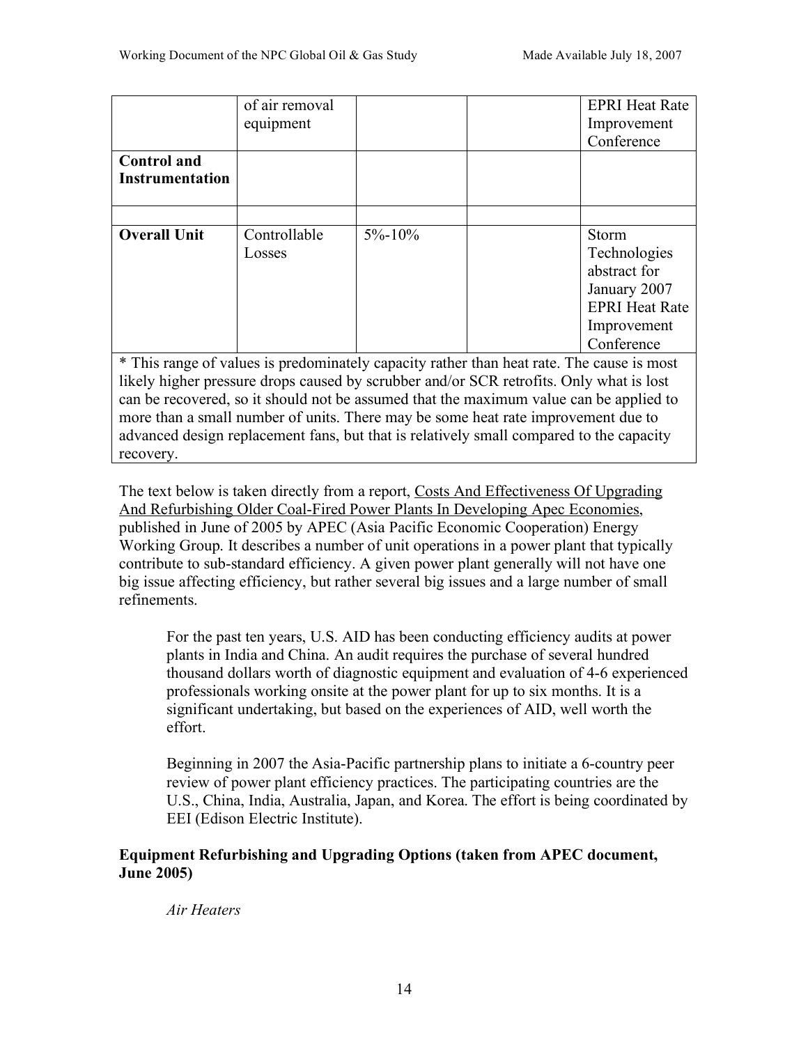| | | | | |
|---|---|---|---|---|
| | of air removal equipment | | | EPRI Heat Rate Improvement Conference |
| **Control and Instrumentation** | | | | |
| | | | | |
| **Overall Unit** | Controllable Losses | 5%-10% | | Storm Technologies abstract for January 2007 EPRI Heat Rate Improvement Conference |

* This range of values is predominately capacity rather than heat rate. The cause is most likely higher pressure drops caused by scrubber and/or SCR retrofits. Only what is lost can be recovered, so it should not be assumed that the maximum value can be applied to more than a small number of units. There may be some heat rate improvement due to advanced design replacement fans, but that is relatively small compared to the capacity recovery.

The text below is taken directly from a report, Costs And Effectiveness Of Upgrading And Refurbishing Older Coal-Fired Power Plants In Developing Apec Economies, published in June of 2005 by APEC (Asia Pacific Economic Cooperation) Energy Working Group. It describes a number of unit operations in a power plant that typically contribute to sub-standard efficiency. A given power plant generally will not have one big issue affecting efficiency, but rather several big issues and a large number of small refinements.

> For the past ten years, U.S. AID has been conducting efficiency audits at power plants in India and China. An audit requires the purchase of several hundred thousand dollars worth of diagnostic equipment and evaluation of 4-6 experienced professionals working onsite at the power plant for up to six months. It is a significant undertaking, but based on the experiences of AID, well worth the effort.
>
> Beginning in 2007 the Asia-Pacific partnership plans to initiate a 6-country peer review of power plant efficiency practices. The participating countries are the U.S., China, India, Australia, Japan, and Korea. The effort is being coordinated by EEI (Edison Electric Institute).

**Equipment Refurbishing and Upgrading Options (taken from APEC document, June 2005)**

*Air Heaters*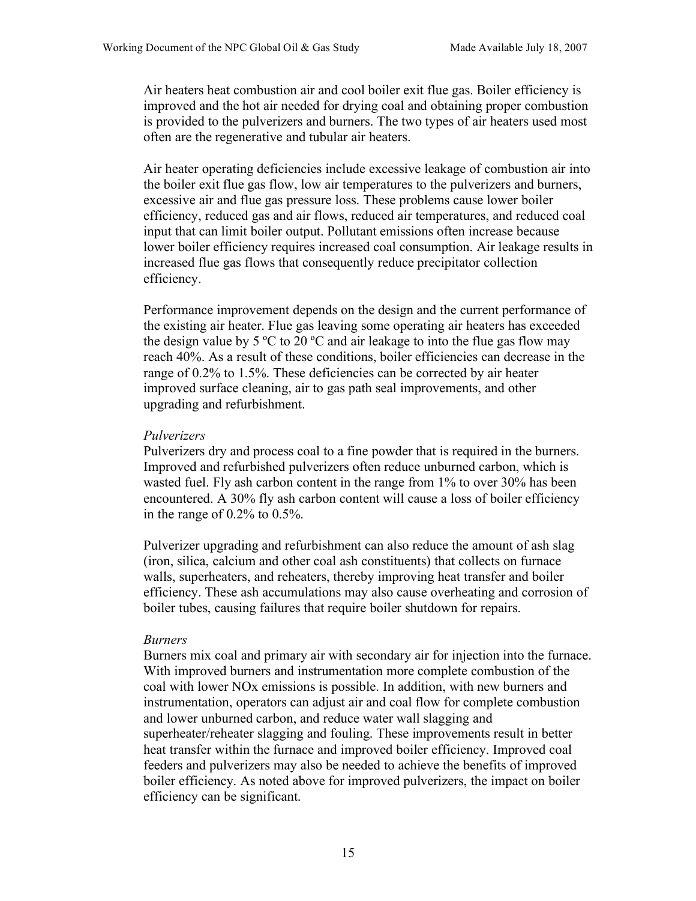Air heaters heat combustion air and cool boiler exit flue gas. Boiler efficiency is improved and the hot air needed for drying coal and obtaining proper combustion is provided to the pulverizers and burners. The two types of air heaters used most often are the regenerative and tubular air heaters.

Air heater operating deficiencies include excessive leakage of combustion air into the boiler exit flue gas flow, low air temperatures to the pulverizers and burners, excessive air and flue gas pressure loss. These problems cause lower boiler efficiency, reduced gas and air flows, reduced air temperatures, and reduced coal input that can limit boiler output. Pollutant emissions often increase because lower boiler efficiency requires increased coal consumption. Air leakage results in increased flue gas flows that consequently reduce precipitator collection efficiency.

Performance improvement depends on the design and the current performance of the existing air heater. Flue gas leaving some operating air heaters has exceeded the design value by 5 ºC to 20 ºC and air leakage to into the flue gas flow may reach 40%. As a result of these conditions, boiler efficiencies can decrease in the range of 0.2% to 1.5%. These deficiencies can be corrected by air heater improved surface cleaning, air to gas path seal improvements, and other upgrading and refurbishment.

*Pulverizers*

Pulverizers dry and process coal to a fine powder that is required in the burners. Improved and refurbished pulverizers often reduce unburned carbon, which is wasted fuel. Fly ash carbon content in the range from 1% to over 30% has been encountered. A 30% fly ash carbon content will cause a loss of boiler efficiency in the range of 0.2% to 0.5%.

Pulverizer upgrading and refurbishment can also reduce the amount of ash slag (iron, silica, calcium and other coal ash constituents) that collects on furnace walls, superheaters, and reheaters, thereby improving heat transfer and boiler efficiency. These ash accumulations may also cause overheating and corrosion of boiler tubes, causing failures that require boiler shutdown for repairs.

*Burners*

Burners mix coal and primary air with secondary air for injection into the furnace. With improved burners and instrumentation more complete combustion of the coal with lower NOx emissions is possible. In addition, with new burners and instrumentation, operators can adjust air and coal flow for complete combustion and lower unburned carbon, and reduce water wall slagging and superheater/reheater slagging and fouling. These improvements result in better heat transfer within the furnace and improved boiler efficiency. Improved coal feeders and pulverizers may also be needed to achieve the benefits of improved boiler efficiency. As noted above for improved pulverizers, the impact on boiler efficiency can be significant.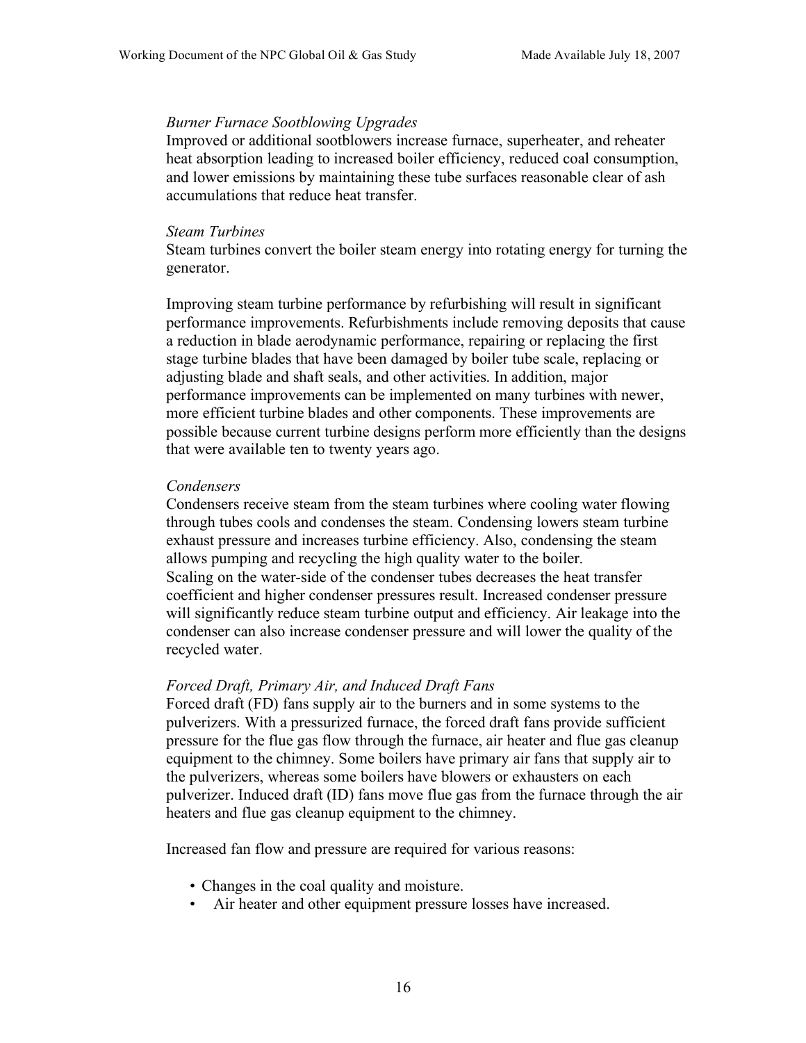*Burner Furnace Sootblowing Upgrades*

Improved or additional sootblowers increase furnace, superheater, and reheater heat absorption leading to increased boiler efficiency, reduced coal consumption, and lower emissions by maintaining these tube surfaces reasonable clear of ash accumulations that reduce heat transfer.

*Steam Turbines*

Steam turbines convert the boiler steam energy into rotating energy for turning the generator.

Improving steam turbine performance by refurbishing will result in significant performance improvements. Refurbishments include removing deposits that cause a reduction in blade aerodynamic performance, repairing or replacing the first stage turbine blades that have been damaged by boiler tube scale, replacing or adjusting blade and shaft seals, and other activities. In addition, major performance improvements can be implemented on many turbines with newer, more efficient turbine blades and other components. These improvements are possible because current turbine designs perform more efficiently than the designs that were available ten to twenty years ago.

*Condensers*

Condensers receive steam from the steam turbines where cooling water flowing through tubes cools and condenses the steam. Condensing lowers steam turbine exhaust pressure and increases turbine efficiency. Also, condensing the steam allows pumping and recycling the high quality water to the boiler.
Scaling on the water-side of the condenser tubes decreases the heat transfer coefficient and higher condenser pressures result. Increased condenser pressure will significantly reduce steam turbine output and efficiency. Air leakage into the condenser can also increase condenser pressure and will lower the quality of the recycled water.

*Forced Draft, Primary Air, and Induced Draft Fans*

Forced draft (FD) fans supply air to the burners and in some systems to the pulverizers. With a pressurized furnace, the forced draft fans provide sufficient pressure for the flue gas flow through the furnace, air heater and flue gas cleanup equipment to the chimney. Some boilers have primary air fans that supply air to the pulverizers, whereas some boilers have blowers or exhausters on each pulverizer. Induced draft (ID) fans move flue gas from the furnace through the air heaters and flue gas cleanup equipment to the chimney.

Increased fan flow and pressure are required for various reasons:

- Changes in the coal quality and moisture.
- Air heater and other equipment pressure losses have increased.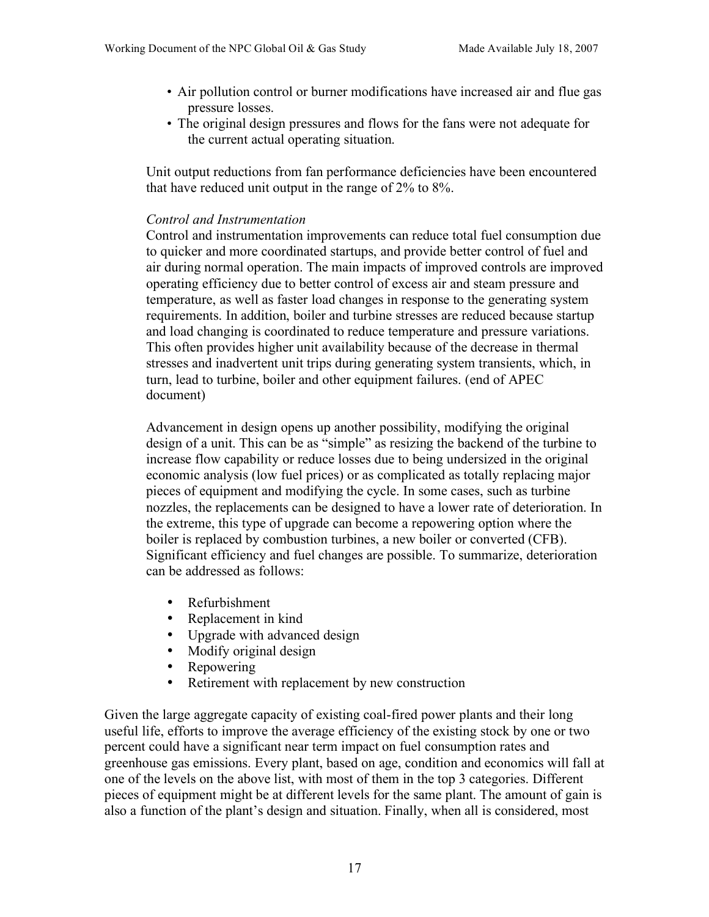- Air pollution control or burner modifications have increased air and flue gas pressure losses.
- The original design pressures and flows for the fans were not adequate for the current actual operating situation.

Unit output reductions from fan performance deficiencies have been encountered that have reduced unit output in the range of 2% to 8%.

*Control and Instrumentation*

Control and instrumentation improvements can reduce total fuel consumption due to quicker and more coordinated startups, and provide better control of fuel and air during normal operation. The main impacts of improved controls are improved operating efficiency due to better control of excess air and steam pressure and temperature, as well as faster load changes in response to the generating system requirements. In addition, boiler and turbine stresses are reduced because startup and load changing is coordinated to reduce temperature and pressure variations. This often provides higher unit availability because of the decrease in thermal stresses and inadvertent unit trips during generating system transients, which, in turn, lead to turbine, boiler and other equipment failures. (end of APEC document)

Advancement in design opens up another possibility, modifying the original design of a unit. This can be as "simple" as resizing the backend of the turbine to increase flow capability or reduce losses due to being undersized in the original economic analysis (low fuel prices) or as complicated as totally replacing major pieces of equipment and modifying the cycle. In some cases, such as turbine nozzles, the replacements can be designed to have a lower rate of deterioration. In the extreme, this type of upgrade can become a repowering option where the boiler is replaced by combustion turbines, a new boiler or converted (CFB). Significant efficiency and fuel changes are possible. To summarize, deterioration can be addressed as follows:

- Refurbishment
- Replacement in kind
- Upgrade with advanced design
- Modify original design
- Repowering
- Retirement with replacement by new construction

Given the large aggregate capacity of existing coal-fired power plants and their long useful life, efforts to improve the average efficiency of the existing stock by one or two percent could have a significant near term impact on fuel consumption rates and greenhouse gas emissions. Every plant, based on age, condition and economics will fall at one of the levels on the above list, with most of them in the top 3 categories. Different pieces of equipment might be at different levels for the same plant. The amount of gain is also a function of the plant's design and situation. Finally, when all is considered, most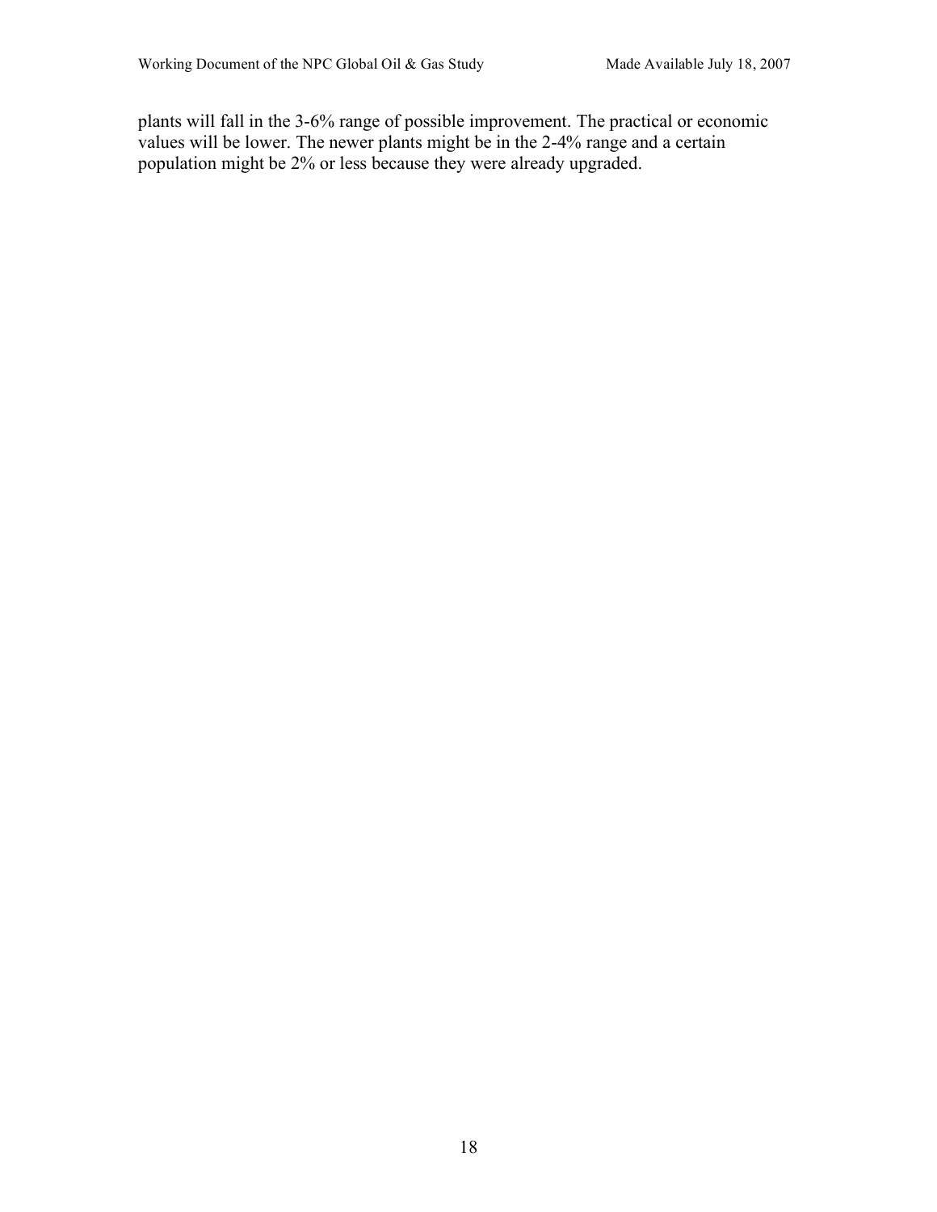plants will fall in the 3-6% range of possible improvement. The practical or economic values will be lower. The newer plants might be in the 2-4% range and a certain population might be 2% or less because they were already upgraded.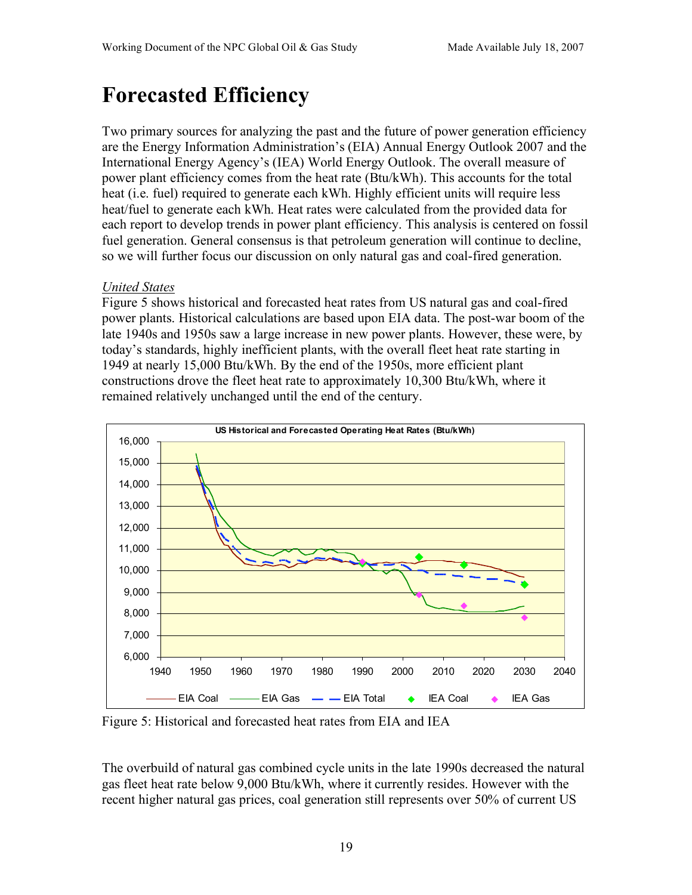# Forecasted Efficiency

Two primary sources for analyzing the past and the future of power generation efficiency are the Energy Information Administration's (EIA) Annual Energy Outlook 2007 and the International Energy Agency's (IEA) World Energy Outlook. The overall measure of power plant efficiency comes from the heat rate (Btu/kWh). This accounts for the total heat (i.e. fuel) required to generate each kWh. Highly efficient units will require less heat/fuel to generate each kWh. Heat rates were calculated from the provided data for each report to develop trends in power plant efficiency. This analysis is centered on fossil fuel generation. General consensus is that petroleum generation will continue to decline, so we will further focus our discussion on only natural gas and coal-fired generation.

*United States*

Figure 5 shows historical and forecasted heat rates from US natural gas and coal-fired power plants. Historical calculations are based upon EIA data. The post-war boom of the late 1940s and 1950s saw a large increase in new power plants. However, these were, by today's standards, highly inefficient plants, with the overall fleet heat rate starting in 1949 at nearly 15,000 Btu/kWh. By the end of the 1950s, more efficient plant constructions drove the fleet heat rate to approximately 10,300 Btu/kWh, where it remained relatively unchanged until the end of the century.

Figure 5: Historical and forecasted heat rates from EIA and IEA

The overbuild of natural gas combined cycle units in the late 1990s decreased the natural gas fleet heat rate below 9,000 Btu/kWh, where it currently resides. However with the recent higher natural gas prices, coal generation still represents over 50% of current US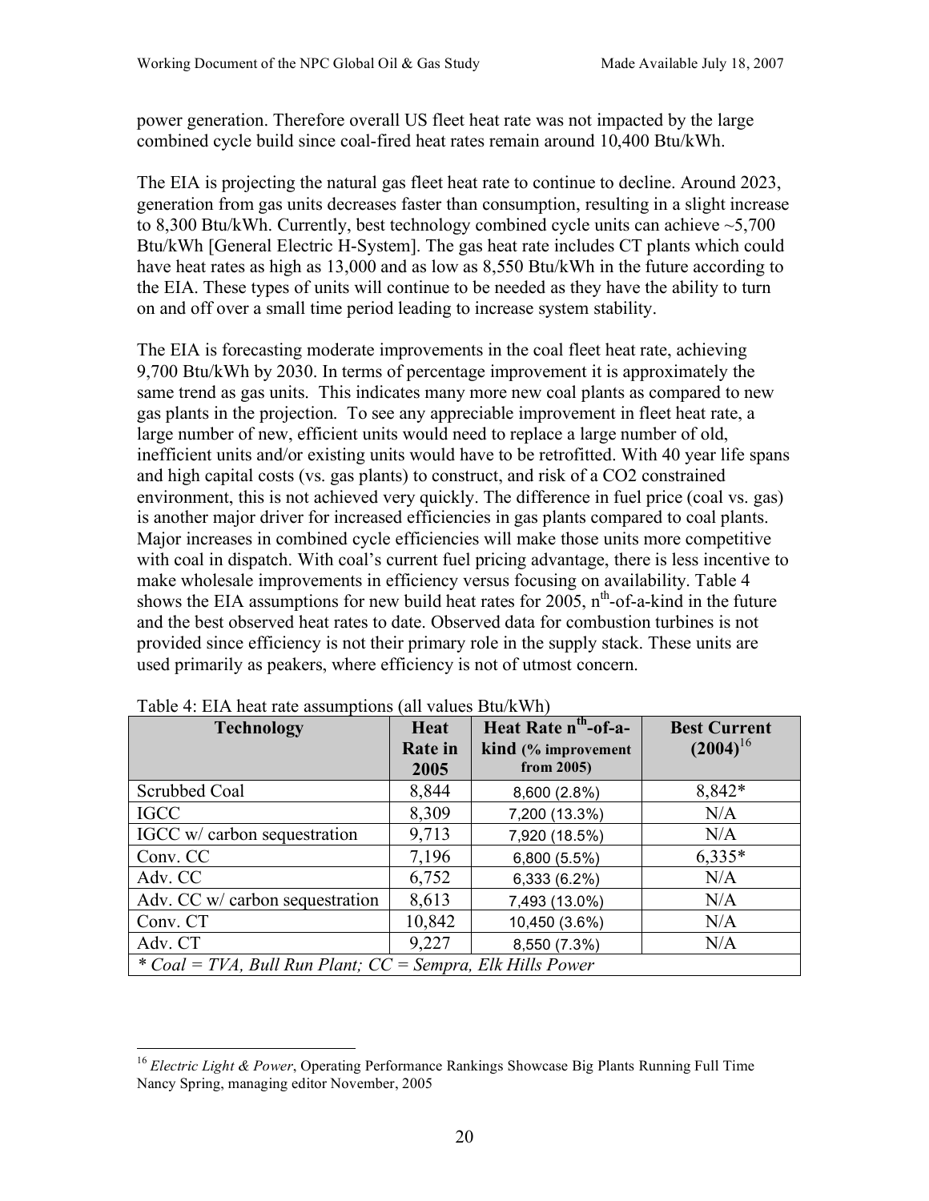power generation. Therefore overall US fleet heat rate was not impacted by the large combined cycle build since coal-fired heat rates remain around 10,400 Btu/kWh.

The EIA is projecting the natural gas fleet heat rate to continue to decline. Around 2023, generation from gas units decreases faster than consumption, resulting in a slight increase to 8,300 Btu/kWh. Currently, best technology combined cycle units can achieve ~5,700 Btu/kWh [General Electric H-System]. The gas heat rate includes CT plants which could have heat rates as high as 13,000 and as low as 8,550 Btu/kWh in the future according to the EIA. These types of units will continue to be needed as they have the ability to turn on and off over a small time period leading to increase system stability.

The EIA is forecasting moderate improvements in the coal fleet heat rate, achieving 9,700 Btu/kWh by 2030. In terms of percentage improvement it is approximately the same trend as gas units. This indicates many more new coal plants as compared to new gas plants in the projection. To see any appreciable improvement in fleet heat rate, a large number of new, efficient units would need to replace a large number of old, inefficient units and/or existing units would have to be retrofitted. With 40 year life spans and high capital costs (vs. gas plants) to construct, and risk of a CO2 constrained environment, this is not achieved very quickly. The difference in fuel price (coal vs. gas) is another major driver for increased efficiencies in gas plants compared to coal plants. Major increases in combined cycle efficiencies will make those units more competitive with coal in dispatch. With coal's current fuel pricing advantage, there is less incentive to make wholesale improvements in efficiency versus focusing on availability. Table 4 shows the EIA assumptions for new build heat rates for 2005, $n^{th}$-of-a-kind in the future and the best observed heat rates to date. Observed data for combustion turbines is not provided since efficiency is not their primary role in the supply stack. These units are used primarily as peakers, where efficiency is not of utmost concern.

Table 4: EIA heat rate assumptions (all values Btu/kWh)

| Technology | Heat Rate in 2005 | Heat Rate $n^{th}$-of-a-kind (% improvement from 2005) | Best Current (2004)[16] |
|---|---|---|---|
| Scrubbed Coal | 8,844 | 8,600 (2.8%) | 8,842* |
| IGCC | 8,309 | 7,200 (13.3%) | N/A |
| IGCC w/ carbon sequestration | 9,713 | 7,920 (18.5%) | N/A |
| Conv. CC | 7,196 | 6,800 (5.5%) | 6,335* |
| Adv. CC | 6,752 | 6,333 (6.2%) | N/A |
| Adv. CC w/ carbon sequestration | 8,613 | 7,493 (13.0%) | N/A |
| Conv. CT | 10,842 | 10,450 (3.6%) | N/A |
| Adv. CT | 9,227 | 8,550 (7.3%) | N/A |
| *\* Coal = TVA, Bull Run Plant; CC = Sempra, Elk Hills Power* | | | |

[16] *Electric Light & Power*, Operating Performance Rankings Showcase Big Plants Running Full Time Nancy Spring, managing editor November, 2005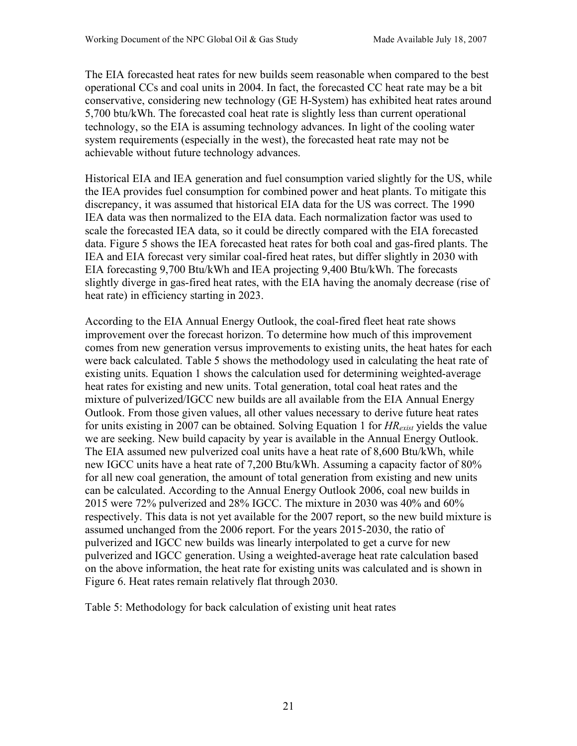The EIA forecasted heat rates for new builds seem reasonable when compared to the best operational CCs and coal units in 2004. In fact, the forecasted CC heat rate may be a bit conservative, considering new technology (GE H-System) has exhibited heat rates around 5,700 btu/kWh. The forecasted coal heat rate is slightly less than current operational technology, so the EIA is assuming technology advances. In light of the cooling water system requirements (especially in the west), the forecasted heat rate may not be achievable without future technology advances.

Historical EIA and IEA generation and fuel consumption varied slightly for the US, while the IEA provides fuel consumption for combined power and heat plants. To mitigate this discrepancy, it was assumed that historical EIA data for the US was correct. The 1990 IEA data was then normalized to the EIA data. Each normalization factor was used to scale the forecasted IEA data, so it could be directly compared with the EIA forecasted data. Figure 5 shows the IEA forecasted heat rates for both coal and gas-fired plants. The IEA and EIA forecast very similar coal-fired heat rates, but differ slightly in 2030 with EIA forecasting 9,700 Btu/kWh and IEA projecting 9,400 Btu/kWh. The forecasts slightly diverge in gas-fired heat rates, with the EIA having the anomaly decrease (rise of heat rate) in efficiency starting in 2023.

According to the EIA Annual Energy Outlook, the coal-fired fleet heat rate shows improvement over the forecast horizon. To determine how much of this improvement comes from new generation versus improvements to existing units, the heat hates for each were back calculated. Table 5 shows the methodology used in calculating the heat rate of existing units. Equation 1 shows the calculation used for determining weighted-average heat rates for existing and new units. Total generation, total coal heat rates and the mixture of pulverized/IGCC new builds are all available from the EIA Annual Energy Outlook. From those given values, all other values necessary to derive future heat rates for units existing in 2007 can be obtained. Solving Equation 1 for $HR_{exist}$ yields the value we are seeking. New build capacity by year is available in the Annual Energy Outlook. The EIA assumed new pulverized coal units have a heat rate of 8,600 Btu/kWh, while new IGCC units have a heat rate of 7,200 Btu/kWh. Assuming a capacity factor of 80% for all new coal generation, the amount of total generation from existing and new units can be calculated. According to the Annual Energy Outlook 2006, coal new builds in 2015 were 72% pulverized and 28% IGCC. The mixture in 2030 was 40% and 60% respectively. This data is not yet available for the 2007 report, so the new build mixture is assumed unchanged from the 2006 report. For the years 2015-2030, the ratio of pulverized and IGCC new builds was linearly interpolated to get a curve for new pulverized and IGCC generation. Using a weighted-average heat rate calculation based on the above information, the heat rate for existing units was calculated and is shown in Figure 6. Heat rates remain relatively flat through 2030.

Table 5: Methodology for back calculation of existing unit heat rates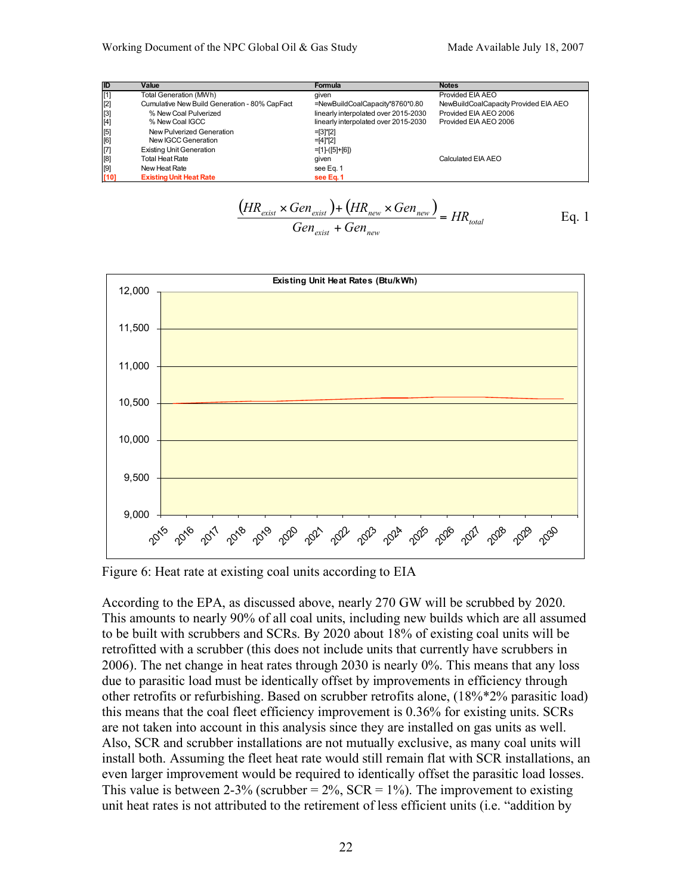| ID | Value | Formula | Notes |
|---|---|---|---|
| [1] | Total Generation (MWh) | given | Provided EIA AEO |
| [2] | Cumulative New Build Generation - 80% CapFact | =NewBuildCoalCapacity*8760*0.80 | NewBuildCoalCapacity Provided EIA AEO |
| [3] | % New Coal Pulverized | linearly interpolated over 2015-2030 | Provided EIA AEO 2006 |
| [4] | % New Coal IGCC | linearly interpolated over 2015-2030 | Provided EIA AEO 2006 |
| [5] | New Pulverized Generation | =[3]*[2] | |
| [6] | New IGCC Generation | =[4]*[2] | |
| [7] | Existing Unit Generation | =[1]-([5]+[6]) | |
| [8] | Total Heat Rate | given | Calculated EIA AEO |
| [9] | New Heat Rate | see Eq. 1 | |
| **[10]** | **Existing Unit Heat Rate** | **see Eq. 1** | |

$$\frac{(HR_{exist} \times Gen_{exist}) + (HR_{new} \times Gen_{new})}{Gen_{exist} + Gen_{new}} = HR_{total} \qquad \text{Eq. 1}$$

Figure 6: Heat rate at existing coal units according to EIA

According to the EPA, as discussed above, nearly 270 GW will be scrubbed by 2020. This amounts to nearly 90% of all coal units, including new builds which are all assumed to be built with scrubbers and SCRs. By 2020 about 18% of existing coal units will be retrofitted with a scrubber (this does not include units that currently have scrubbers in 2006). The net change in heat rates through 2030 is nearly 0%. This means that any loss due to parasitic load must be identically offset by improvements in efficiency through other retrofits or refurbishing. Based on scrubber retrofits alone, (18%*2% parasitic load) this means that the coal fleet efficiency improvement is 0.36% for existing units. SCRs are not taken into account in this analysis since they are installed on gas units as well. Also, SCR and scrubber installations are not mutually exclusive, as many coal units will install both. Assuming the fleet heat rate would still remain flat with SCR installations, an even larger improvement would be required to identically offset the parasitic load losses. This value is between 2-3% (scrubber = 2%, SCR = 1%). The improvement to existing unit heat rates is not attributed to the retirement of less efficient units (i.e. "addition by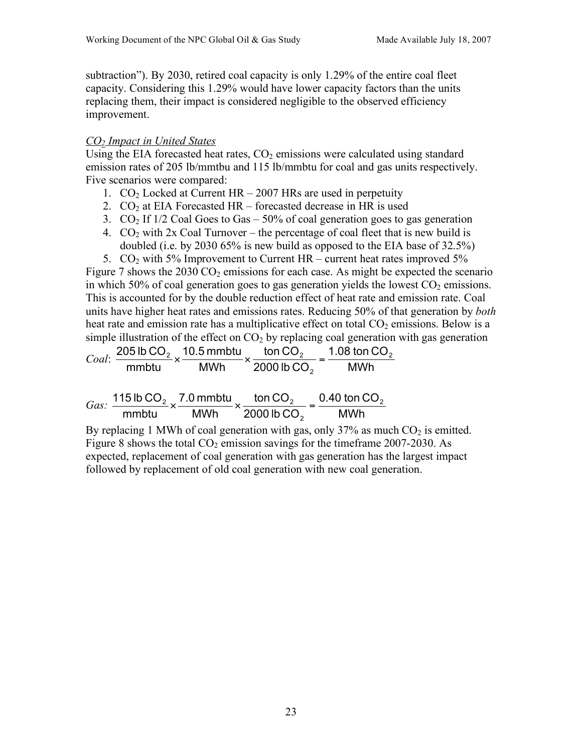subtraction"). By 2030, retired coal capacity is only 1.29% of the entire coal fleet capacity. Considering this 1.29% would have lower capacity factors than the units replacing them, their impact is considered negligible to the observed efficiency improvement.

*$CO_2$ Impact in United States*

Using the EIA forecasted heat rates, $CO_2$ emissions were calculated using standard emission rates of 205 lb/mmtbu and 115 lb/mmbtu for coal and gas units respectively. Five scenarios were compared:

1. $CO_2$ Locked at Current HR – 2007 HRs are used in perpetuity
2. $CO_2$ at EIA Forecasted HR – forecasted decrease in HR is used
3. $CO_2$ If 1/2 Coal Goes to Gas – 50% of coal generation goes to gas generation
4. $CO_2$ with 2x Coal Turnover – the percentage of coal fleet that is new build is doubled (i.e. by 2030 65% is new build as opposed to the EIA base of 32.5%)
5. $CO_2$ with 5% Improvement to Current HR – current heat rates improved 5%

Figure 7 shows the 2030 $CO_2$ emissions for each case. As might be expected the scenario in which 50% of coal generation goes to gas generation yields the lowest $CO_2$ emissions. This is accounted for by the double reduction effect of heat rate and emission rate. Coal units have higher heat rates and emissions rates. Reducing 50% of that generation by *both* heat rate and emission rate has a multiplicative effect on total $CO_2$ emissions. Below is a simple illustration of the effect on $CO_2$ by replacing coal generation with gas generation

*Coal*: $\dfrac{205 \text{ lb } CO_2}{\text{mmbtu}} \times \dfrac{10.5 \text{ mmbtu}}{\text{MWh}} \times \dfrac{\text{ton } CO_2}{2000 \text{ lb } CO_2} = \dfrac{1.08 \text{ ton } CO_2}{\text{MWh}}$

*Gas:* $\dfrac{115 \text{ lb } CO_2}{\text{mmbtu}} \times \dfrac{7.0 \text{ mmbtu}}{\text{MWh}} \times \dfrac{\text{ton } CO_2}{2000 \text{ lb } CO_2} = \dfrac{0.40 \text{ ton } CO_2}{\text{MWh}}$

By replacing 1 MWh of coal generation with gas, only 37% as much $CO_2$ is emitted. Figure 8 shows the total $CO_2$ emission savings for the timeframe 2007-2030. As expected, replacement of coal generation with gas generation has the largest impact followed by replacement of old coal generation with new coal generation.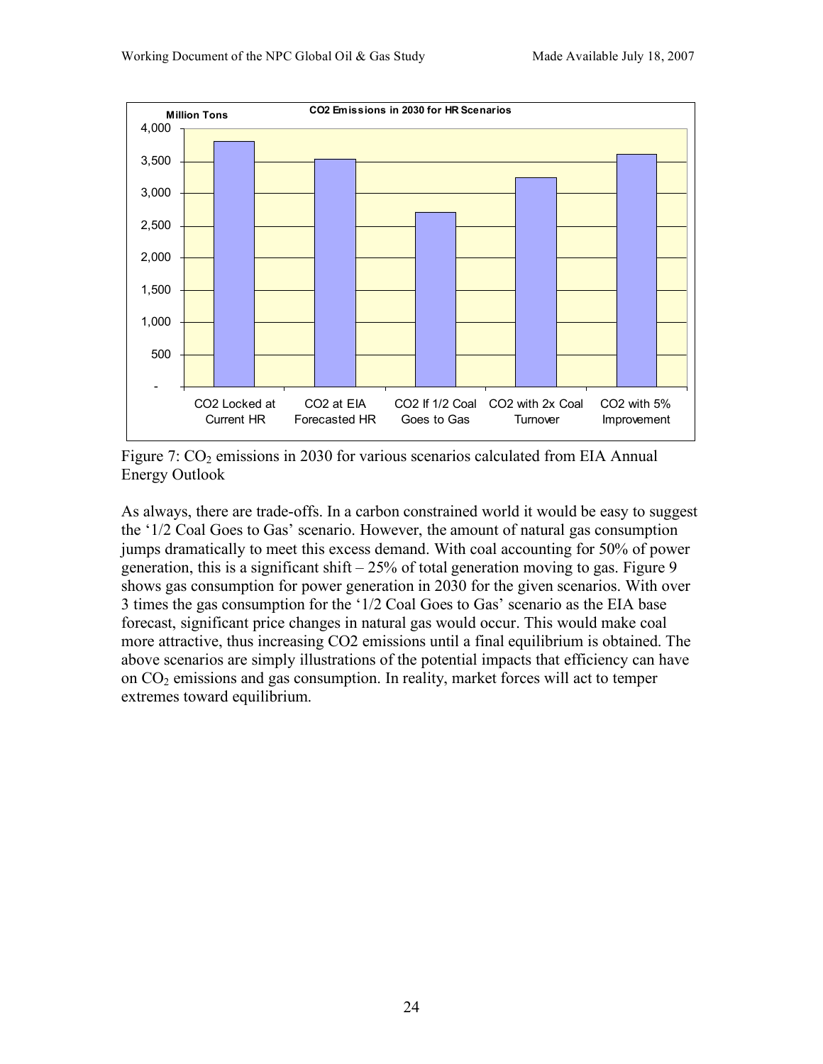Figure 7: $CO_2$ emissions in 2030 for various scenarios calculated from EIA Annual Energy Outlook

As always, there are trade-offs. In a carbon constrained world it would be easy to suggest the '1/2 Coal Goes to Gas' scenario. However, the amount of natural gas consumption jumps dramatically to meet this excess demand. With coal accounting for 50% of power generation, this is a significant shift – 25% of total generation moving to gas. Figure 9 shows gas consumption for power generation in 2030 for the given scenarios. With over 3 times the gas consumption for the '1/2 Coal Goes to Gas' scenario as the EIA base forecast, significant price changes in natural gas would occur. This would make coal more attractive, thus increasing CO2 emissions until a final equilibrium is obtained. The above scenarios are simply illustrations of the potential impacts that efficiency can have on $CO_2$ emissions and gas consumption. In reality, market forces will act to temper extremes toward equilibrium.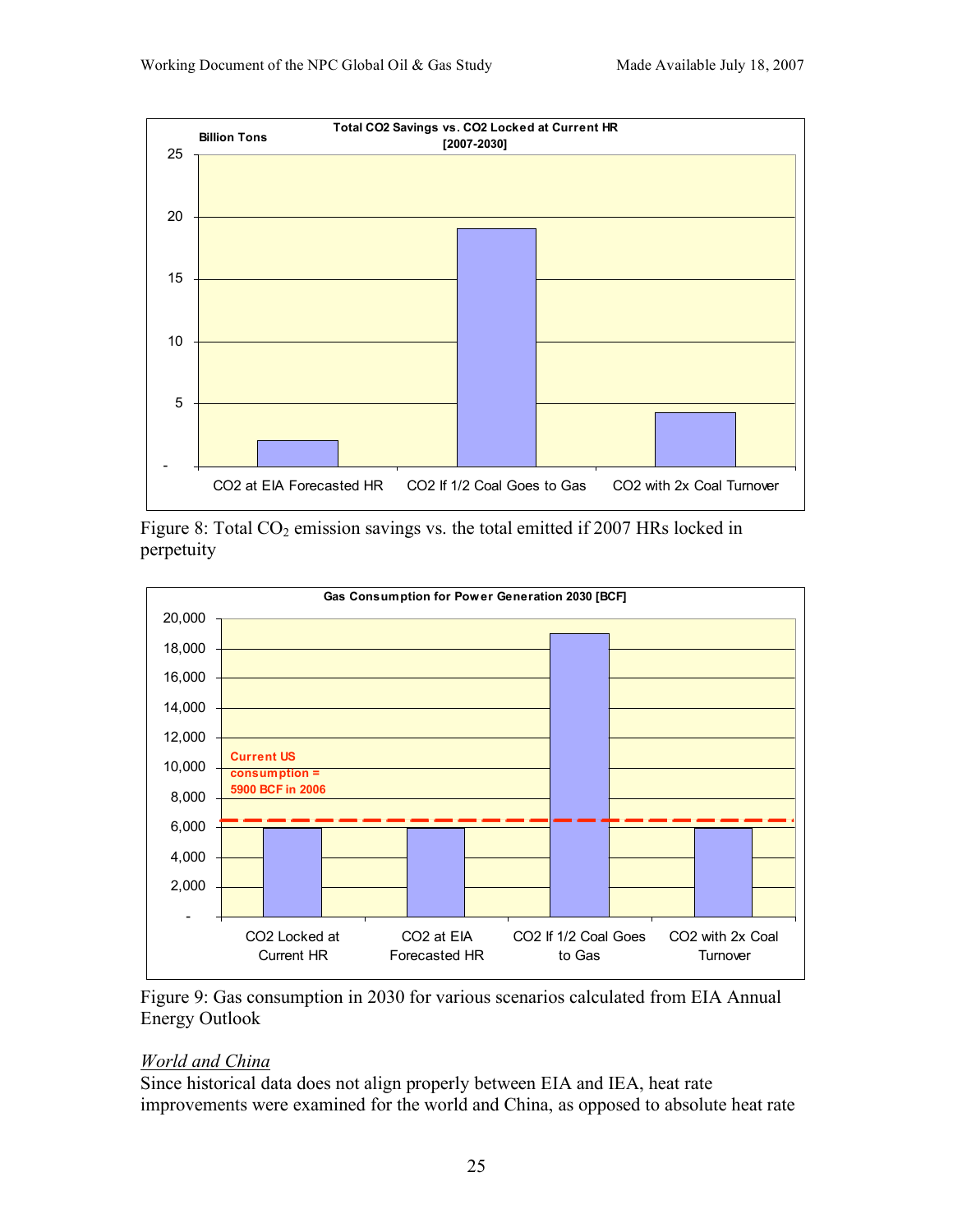Figure 8: Total $CO_2$ emission savings vs. the total emitted if 2007 HRs locked in perpetuity

Figure 9: Gas consumption in 2030 for various scenarios calculated from EIA Annual Energy Outlook

*World and China*

Since historical data does not align properly between EIA and IEA, heat rate improvements were examined for the world and China, as opposed to absolute heat rate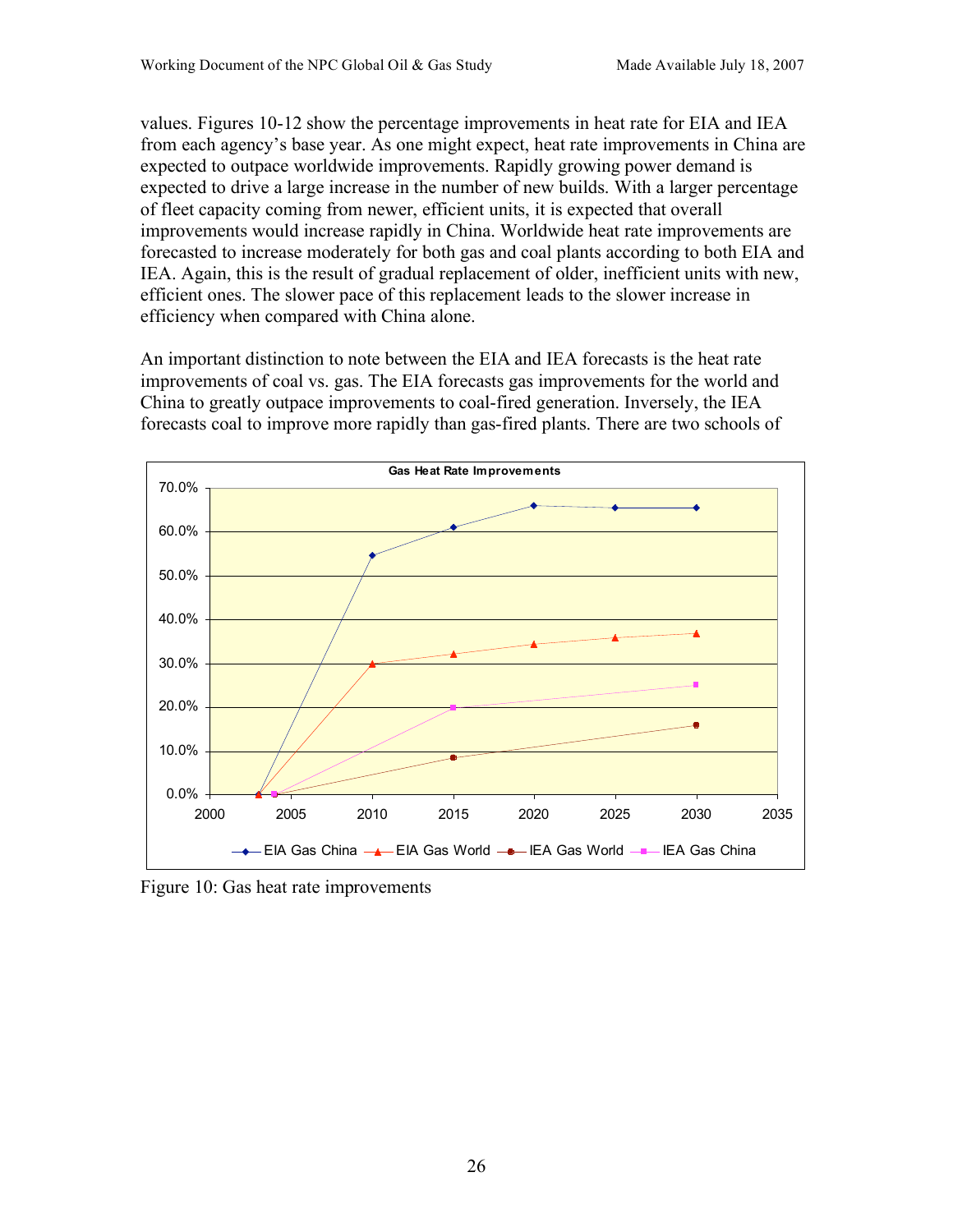values. Figures 10-12 show the percentage improvements in heat rate for EIA and IEA from each agency's base year. As one might expect, heat rate improvements in China are expected to outpace worldwide improvements. Rapidly growing power demand is expected to drive a large increase in the number of new builds. With a larger percentage of fleet capacity coming from newer, efficient units, it is expected that overall improvements would increase rapidly in China. Worldwide heat rate improvements are forecasted to increase moderately for both gas and coal plants according to both EIA and IEA. Again, this is the result of gradual replacement of older, inefficient units with new, efficient ones. The slower pace of this replacement leads to the slower increase in efficiency when compared with China alone.

An important distinction to note between the EIA and IEA forecasts is the heat rate improvements of coal vs. gas. The EIA forecasts gas improvements for the world and China to greatly outpace improvements to coal-fired generation. Inversely, the IEA forecasts coal to improve more rapidly than gas-fired plants. There are two schools of

Figure 10: Gas heat rate improvements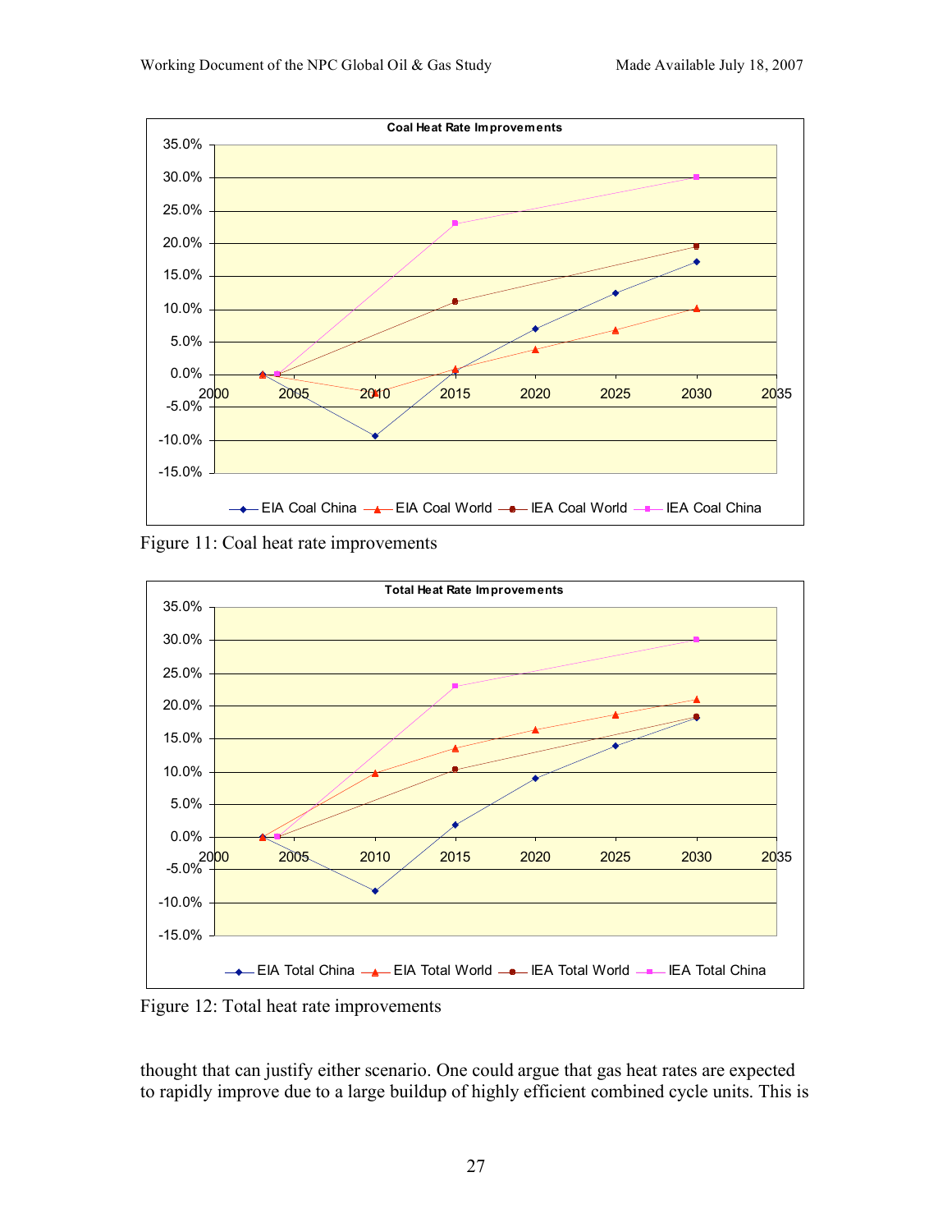Figure 11: Coal heat rate improvements

Figure 12: Total heat rate improvements

thought that can justify either scenario. One could argue that gas heat rates are expected to rapidly improve due to a large buildup of highly efficient combined cycle units. This is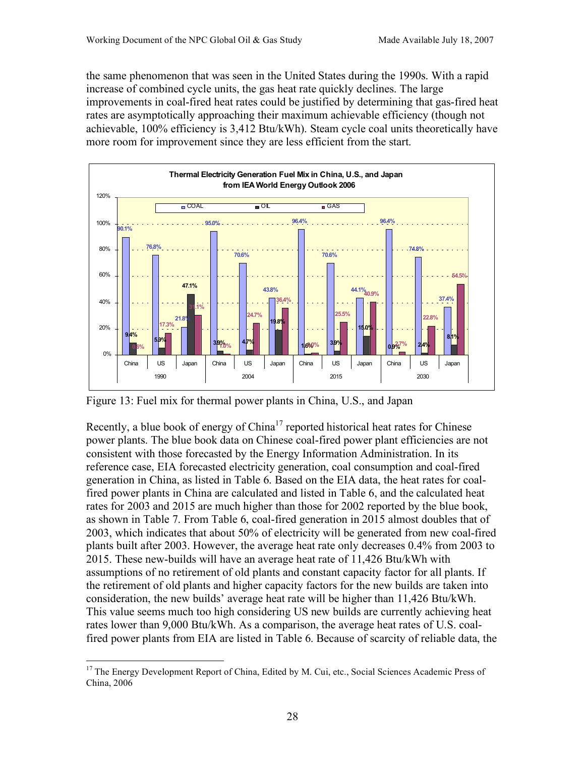the same phenomenon that was seen in the United States during the 1990s. With a rapid increase of combined cycle units, the gas heat rate quickly declines. The large improvements in coal-fired heat rates could be justified by determining that gas-fired heat rates are asymptotically approaching their maximum achievable efficiency (though not achievable, 100% efficiency is 3,412 Btu/kWh). Steam cycle coal units theoretically have more room for improvement since they are less efficient from the start.

**Thermal Electricity Generation Fuel Mix in China, U.S., and Japan from IEA World Energy Outlook 2006**

| Year | Country | COAL | OIL | GAS |
|---|---|---|---|---|
| 1990 | China | 90.1% | 9.4% | 0.6% |
| 1990 | US | 76.8% | 5.9% | 17.3% |
| 1990 | Japan | 21.8% | 47.1% | 31.1% |
| 2004 | China | 95.0% | 3.9% | 1.0% |
| 2004 | US | 70.6% | 4.7% | 24.7% |
| 2004 | Japan | 43.8% | 19.8% | 36.4% |
| 2015 | China | 96.4% | 1.6% | 2.0% |
| 2015 | US | 70.6% | 3.9% | 25.5% |
| 2015 | Japan | 44.1% | 15.0% | 40.9% |
| 2030 | China | 96.4% | 0.9% | 2.7% |
| 2030 | US | 74.8% | 2.4% | 22.8% |
| 2030 | Japan | 37.4% | 8.1% | 54.5% |

Figure 13: Fuel mix for thermal power plants in China, U.S., and Japan

Recently, a blue book of energy of China[17] reported historical heat rates for Chinese power plants. The blue book data on Chinese coal-fired power plant efficiencies are not consistent with those forecasted by the Energy Information Administration. In its reference case, EIA forecasted electricity generation, coal consumption and coal-fired generation in China, as listed in Table 6. Based on the EIA data, the heat rates for coal-fired power plants in China are calculated and listed in Table 6, and the calculated heat rates for 2003 and 2015 are much higher than those for 2002 reported by the blue book, as shown in Table 7. From Table 6, coal-fired generation in 2015 almost doubles that of 2003, which indicates that about 50% of electricity will be generated from new coal-fired plants built after 2003. However, the average heat rate only decreases 0.4% from 2003 to 2015. These new-builds will have an average heat rate of 11,426 Btu/kWh with assumptions of no retirement of old plants and constant capacity factor for all plants. If the retirement of old plants and higher capacity factors for the new builds are taken into consideration, the new builds' average heat rate will be higher than 11,426 Btu/kWh. This value seems much too high considering US new builds are currently achieving heat rates lower than 9,000 Btu/kWh. As a comparison, the average heat rates of U.S. coal-fired power plants from EIA are listed in Table 6. Because of scarcity of reliable data, the

[17] The Energy Development Report of China, Edited by M. Cui, etc., Social Sciences Academic Press of China, 2006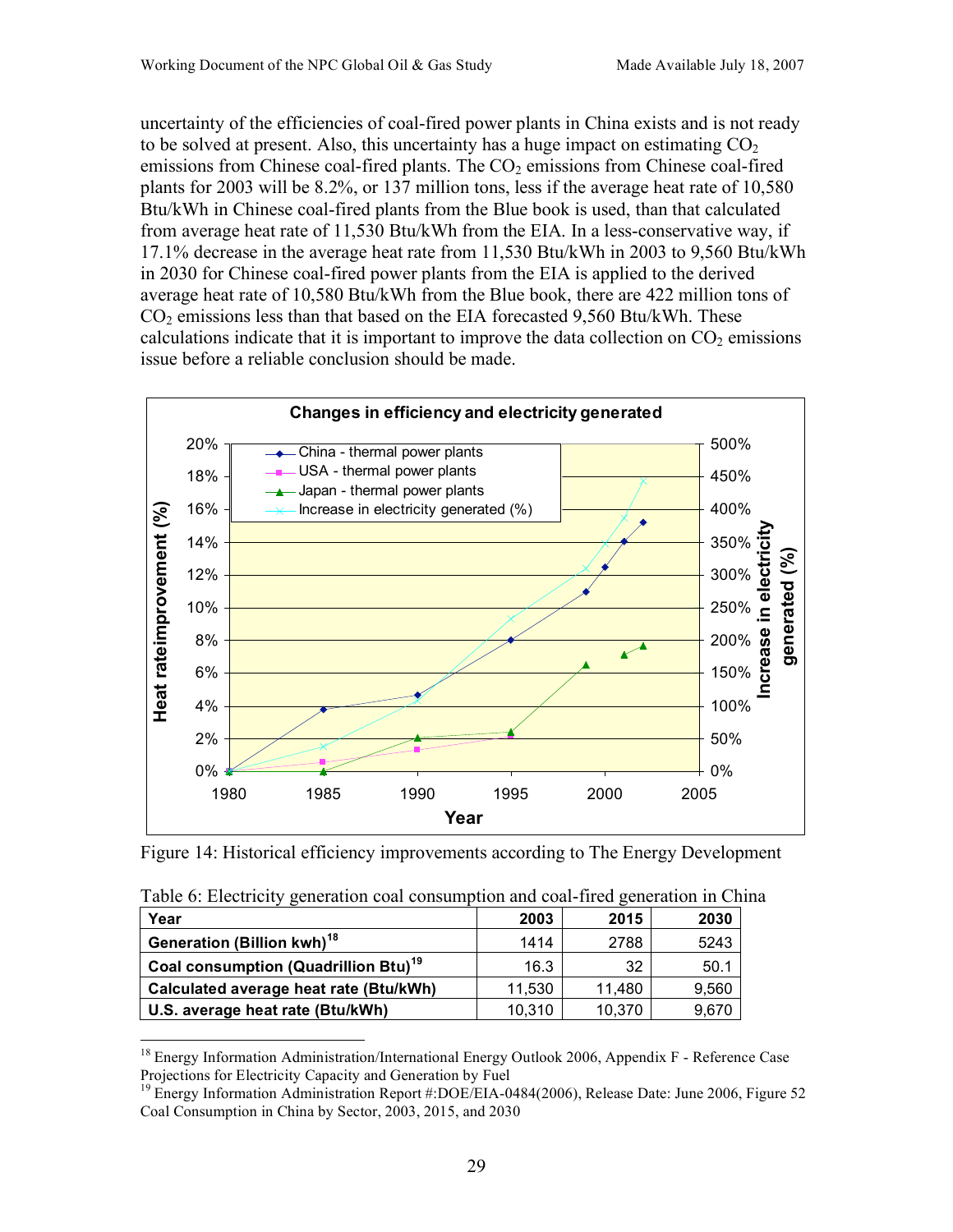uncertainty of the efficiencies of coal-fired power plants in China exists and is not ready to be solved at present. Also, this uncertainty has a huge impact on estimating $CO_2$ emissions from Chinese coal-fired plants. The $CO_2$ emissions from Chinese coal-fired plants for 2003 will be 8.2%, or 137 million tons, less if the average heat rate of 10,580 Btu/kWh in Chinese coal-fired plants from the Blue book is used, than that calculated from average heat rate of 11,530 Btu/kWh from the EIA. In a less-conservative way, if 17.1% decrease in the average heat rate from 11,530 Btu/kWh in 2003 to 9,560 Btu/kWh in 2030 for Chinese coal-fired power plants from the EIA is applied to the derived average heat rate of 10,580 Btu/kWh from the Blue book, there are 422 million tons of $CO_2$ emissions less than that based on the EIA forecasted 9,560 Btu/kWh. These calculations indicate that it is important to improve the data collection on $CO_2$ emissions issue before a reliable conclusion should be made.

Figure 14: Historical efficiency improvements according to The Energy Development

Table 6: Electricity generation coal consumption and coal-fired generation in China

| Year | 2003 | 2015 | 2030 |
|---|---|---|---|
| Generation (Billion kwh)[18] | 1414 | 2788 | 5243 |
| Coal consumption (Quadrillion Btu)[19] | 16.3 | 32 | 50.1 |
| Calculated average heat rate (Btu/kWh) | 11,530 | 11,480 | 9,560 |
| U.S. average heat rate (Btu/kWh) | 10,310 | 10,370 | 9,670 |

[18] Energy Information Administration/International Energy Outlook 2006, Appendix F - Reference Case Projections for Electricity Capacity and Generation by Fuel

[19] Energy Information Administration Report #:DOE/EIA-0484(2006), Release Date: June 2006, Figure 52 Coal Consumption in China by Sector, 2003, 2015, and 2030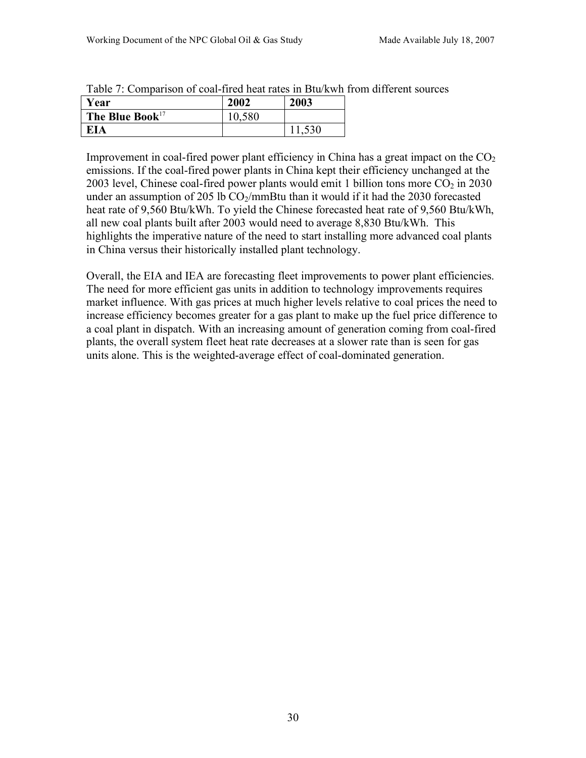Table 7: Comparison of coal-fired heat rates in Btu/kwh from different sources

| Year | 2002 | 2003 |
|---|---|---|
| **The Blue Book**[17] | 10,580 | |
| **EIA** | | 11,530 |

Improvement in coal-fired power plant efficiency in China has a great impact on the $CO_2$ emissions. If the coal-fired power plants in China kept their efficiency unchanged at the 2003 level, Chinese coal-fired power plants would emit 1 billion tons more $CO_2$ in 2030 under an assumption of 205 lb $CO_2$/mmBtu than it would if it had the 2030 forecasted heat rate of 9,560 Btu/kWh. To yield the Chinese forecasted heat rate of 9,560 Btu/kWh, all new coal plants built after 2003 would need to average 8,830 Btu/kWh. This highlights the imperative nature of the need to start installing more advanced coal plants in China versus their historically installed plant technology.

Overall, the EIA and IEA are forecasting fleet improvements to power plant efficiencies. The need for more efficient gas units in addition to technology improvements requires market influence. With gas prices at much higher levels relative to coal prices the need to increase efficiency becomes greater for a gas plant to make up the fuel price difference to a coal plant in dispatch. With an increasing amount of generation coming from coal-fired plants, the overall system fleet heat rate decreases at a slower rate than is seen for gas units alone. This is the weighted-average effect of coal-dominated generation.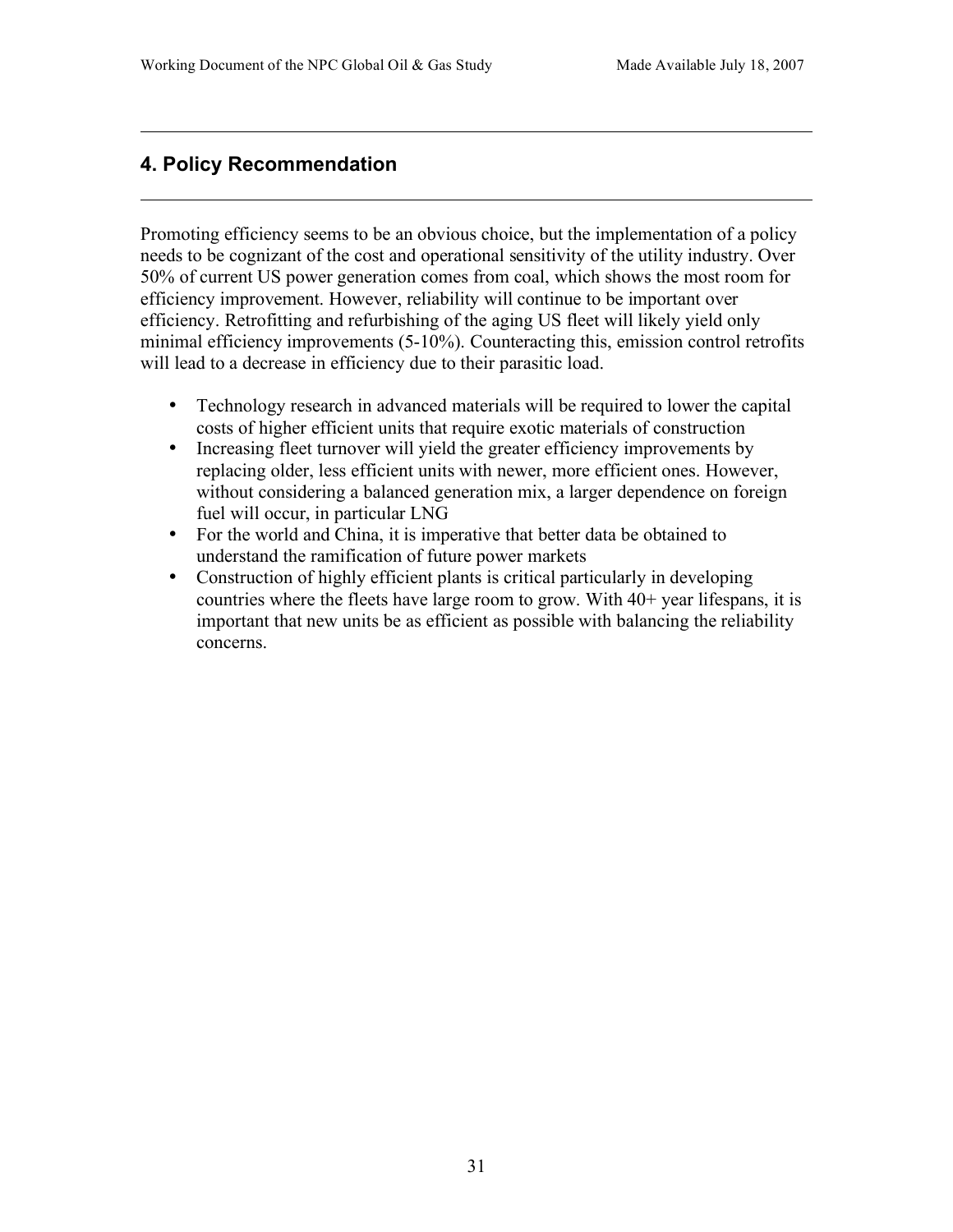## 4. Policy Recommendation

Promoting efficiency seems to be an obvious choice, but the implementation of a policy needs to be cognizant of the cost and operational sensitivity of the utility industry. Over 50% of current US power generation comes from coal, which shows the most room for efficiency improvement. However, reliability will continue to be important over efficiency. Retrofitting and refurbishing of the aging US fleet will likely yield only minimal efficiency improvements (5-10%). Counteracting this, emission control retrofits will lead to a decrease in efficiency due to their parasitic load.

- Technology research in advanced materials will be required to lower the capital costs of higher efficient units that require exotic materials of construction
- Increasing fleet turnover will yield the greater efficiency improvements by replacing older, less efficient units with newer, more efficient ones. However, without considering a balanced generation mix, a larger dependence on foreign fuel will occur, in particular LNG
- For the world and China, it is imperative that better data be obtained to understand the ramification of future power markets
- Construction of highly efficient plants is critical particularly in developing countries where the fleets have large room to grow. With 40+ year lifespans, it is important that new units be as efficient as possible with balancing the reliability concerns.